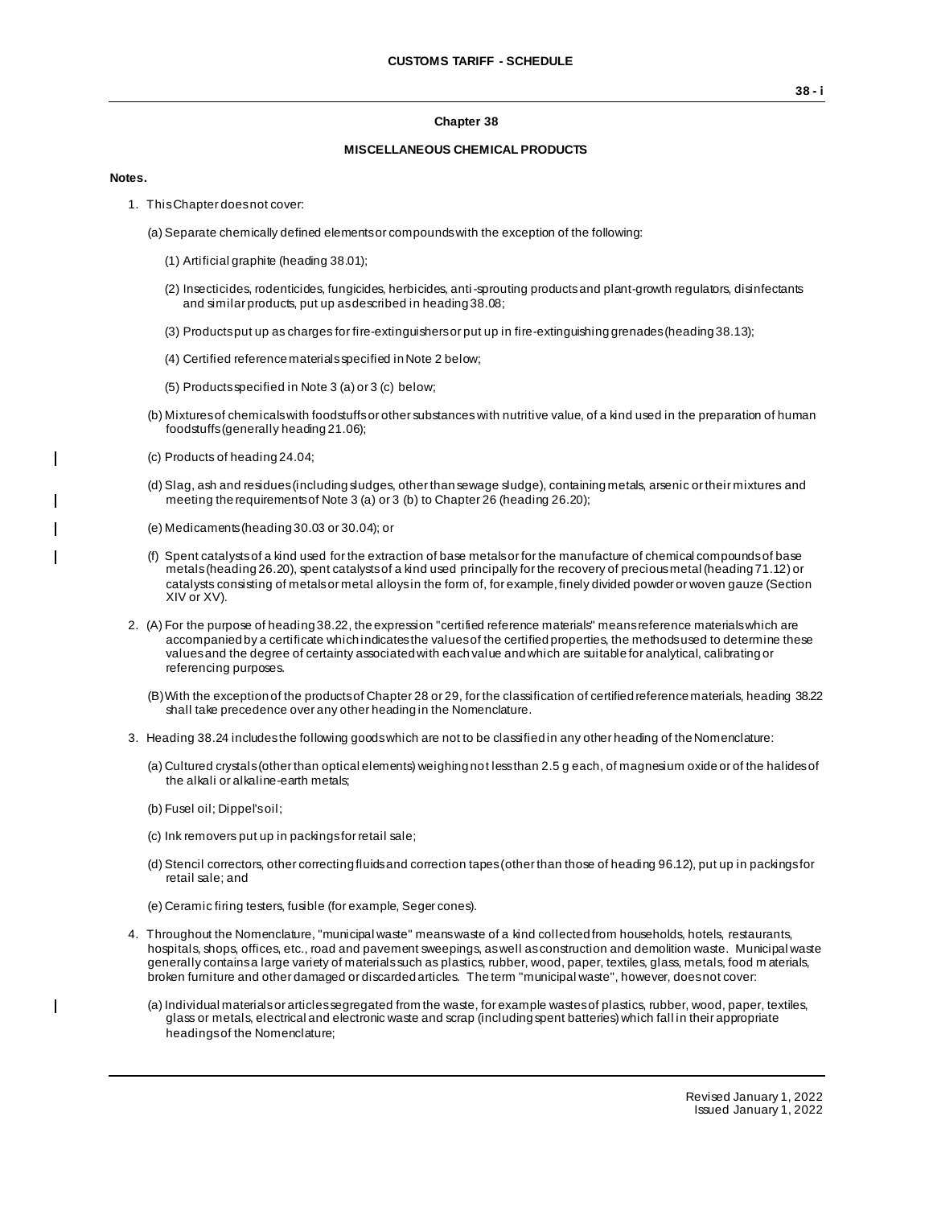## Chapter 38

## MISCELLANEOUS CHEMICAL PRODUCTS

**Notes.**

1. This Chapter does not cover:

   (a) Separate chemically defined elements or compounds with the exception of the following:

      (1) Artificial graphite (heading 38.01);

      (2) Insecticides, rodenticides, fungicides, herbicides, anti-sprouting products and plant-growth regulators, disinfectants and similar products, put up as described in heading 38.08;

      (3) Products put up as charges for fire-extinguishers or put up in fire-extinguishing grenades (heading 38.13);

      (4) Certified reference materials specified in Note 2 below;

      (5) Products specified in Note 3 (a) or 3 (c) below;

   (b) Mixtures of chemicals with foodstuffs or other substances with nutritive value, of a kind used in the preparation of human foodstuffs (generally heading 21.06);

   (c) Products of heading 24.04;

   (d) Slag, ash and residues (including sludges, other than sewage sludge), containing metals, arsenic or their mixtures and meeting the requirements of Note 3 (a) or 3 (b) to Chapter 26 (heading 26.20);

   (e) Medicaments (heading 30.03 or 30.04); or

   (f) Spent catalysts of a kind used for the extraction of base metals or for the manufacture of chemical compounds of base metals (heading 26.20), spent catalysts of a kind used principally for the recovery of precious metal (heading 71.12) or catalysts consisting of metals or metal alloys in the form of, for example, finely divided powder or woven gauze (Section XIV or XV).

2. (A) For the purpose of heading 38.22, the expression "certified reference materials" means reference materials which are accompanied by a certificate which indicates the values of the certified properties, the methods used to determine these values and the degree of certainty associated with each value and which are suitable for analytical, calibrating or referencing purposes.

   (B) With the exception of the products of Chapter 28 or 29, for the classification of certified reference materials, heading 38.22 shall take precedence over any other heading in the Nomenclature.

3. Heading 38.24 includes the following goods which are not to be classified in any other heading of the Nomenclature:

   (a) Cultured crystals (other than optical elements) weighing not less than 2.5 g each, of magnesium oxide or of the halides of the alkali or alkaline-earth metals;

   (b) Fusel oil; Dippel's oil;

   (c) Ink removers put up in packings for retail sale;

   (d) Stencil correctors, other correcting fluids and correction tapes (other than those of heading 96.12), put up in packings for retail sale; and

   (e) Ceramic firing testers, fusible (for example, Seger cones).

4. Throughout the Nomenclature, "municipal waste" means waste of a kind collected from households, hotels, restaurants, hospitals, shops, offices, etc., road and pavement sweepings, as well as construction and demolition waste. Municipal waste generally contains a large variety of materials such as plastics, rubber, wood, paper, textiles, glass, metals, food materials, broken furniture and other damaged or discarded articles. The term "municipal waste", however, does not cover:

   (a) Individual materials or articles segregated from the waste, for example wastes of plastics, rubber, wood, paper, textiles, glass or metals, electrical and electronic waste and scrap (including spent batteries) which fall in their appropriate headings of the Nomenclature;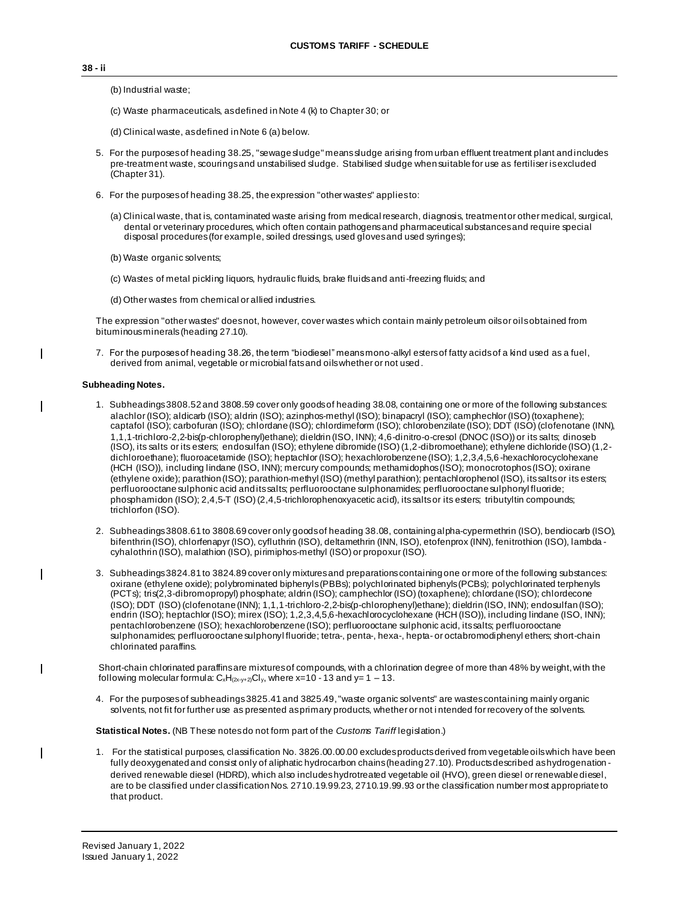(b) Industrial waste;

(c) Waste pharmaceuticals, as defined in Note 4 (k) to Chapter 30; or

(d) Clinical waste, as defined in Note 6 (a) below.

5. For the purposes of heading 38.25, "sewage sludge" means sludge arising from urban effluent treatment plant and includes pre-treatment waste, scourings and unstabilised sludge. Stabilised sludge when suitable for use as fertiliser is excluded (Chapter 31).

6. For the purposes of heading 38.25, the expression "other wastes" applies to:

   (a) Clinical waste, that is, contaminated waste arising from medical research, diagnosis, treatment or other medical, surgical, dental or veterinary procedures, which often contain pathogens and pharmaceutical substances and require special disposal procedures (for example, soiled dressings, used gloves and used syringes);

   (b) Waste organic solvents;

   (c) Wastes of metal pickling liquors, hydraulic fluids, brake fluids and anti-freezing fluids; and

   (d) Other wastes from chemical or allied industries.

The expression "other wastes" does not, however, cover wastes which contain mainly petroleum oils or oils obtained from bituminous minerals (heading 27.10).

7. For the purposes of heading 38.26, the term "biodiesel" means mono-alkyl esters of fatty acids of a kind used as a fuel, derived from animal, vegetable or microbial fats and oils whether or not used.

**Subheading Notes.**

1. Subheadings 3808.52 and 3808.59 cover only goods of heading 38.08, containing one or more of the following substances: alachlor (ISO); aldicarb (ISO); aldrin (ISO); azinphos-methyl (ISO); binapacryl (ISO); camphechlor (ISO) (toxaphene); captafol (ISO); carbofuran (ISO); chlordane (ISO); chlordimeform (ISO); chlorobenzilate (ISO); DDT (ISO) (clofenotane (INN), 1,1,1-trichloro-2,2-bis(p-chlorophenyl)ethane); dieldrin (ISO, INN); 4,6-dinitro-o-cresol (DNOC (ISO)) or its salts; dinoseb (ISO), its salts or its esters; endosulfan (ISO); ethylene dibromide (ISO) (1,2-dibromoethane); ethylene dichloride (ISO) (1,2-dichloroethane); fluoroacetamide (ISO); heptachlor (ISO); hexachlorobenzene (ISO); 1,2,3,4,5,6-hexachlorocyclohexane (HCH (ISO)), including lindane (ISO, INN); mercury compounds; methamidophos (ISO); monocrotophos (ISO); oxirane (ethylene oxide); parathion (ISO); parathion-methyl (ISO) (methyl parathion); pentachlorophenol (ISO), its salts or its esters; perfluorooctane sulphonic acid and its salts; perfluorooctane sulphonamides; perfluorooctane sulphonyl fluoride; phosphamidon (ISO); 2,4,5-T (ISO) (2,4,5-trichlorophenoxyacetic acid), its salts or its esters; tributyltin compounds; trichlorfon (ISO).

2. Subheadings 3808.61 to 3808.69 cover only goods of heading 38.08, containing alpha-cypermethrin (ISO), bendiocarb (ISO), bifenthrin (ISO), chlorfenapyr (ISO), cyfluthrin (ISO), deltamethrin (INN, ISO), etofenprox (INN), fenitrothion (ISO), lambda-cyhalothrin (ISO), malathion (ISO), pirimiphos-methyl (ISO) or propoxur (ISO).

3. Subheadings 3824.81 to 3824.89 cover only mixtures and preparations containing one or more of the following substances: oxirane (ethylene oxide); polybrominated biphenyls (PBBs); polychlorinated biphenyls (PCBs); polychlorinated terphenyls (PCTs); tris(2,3-dibromopropyl) phosphate; aldrin (ISO); camphechlor (ISO) (toxaphene); chlordane (ISO); chlordecone (ISO); DDT (ISO) (clofenotane (INN); 1,1,1-trichloro-2,2-bis(p-chlorophenyl)ethane); dieldrin (ISO, INN); endosulfan (ISO); endrin (ISO); heptachlor (ISO); mirex (ISO); 1,2,3,4,5,6-hexachlorocyclohexane (HCH (ISO)), including lindane (ISO, INN); pentachlorobenzene (ISO); hexachlorobenzene (ISO); perfluorooctane sulphonic acid, its salts; perfluorooctane sulphonamides; perfluorooctane sulphonyl fluoride; tetra-, penta-, hexa-, hepta- or octabromodiphenyl ethers; short-chain chlorinated paraffins.

   Short-chain chlorinated paraffins are mixtures of compounds, with a chlorination degree of more than 48% by weight, with the following molecular formula: $C_xH_{(2x-y+2)}Cl_y$, where x=10 - 13 and y= 1 – 13.

4. For the purposes of subheadings 3825.41 and 3825.49, "waste organic solvents" are wastes containing mainly organic solvents, not fit for further use as presented as primary products, whether or not intended for recovery of the solvents.

**Statistical Notes.** (NB These notes do not form part of the *Customs Tariff* legislation.)

1. For the statistical purposes, classification No. 3826.00.00.00 excludes products derived from vegetable oils which have been fully deoxygenated and consist only of aliphatic hydrocarbon chains (heading 27.10). Products described as hydrogenation-derived renewable diesel (HDRD), which also includes hydrotreated vegetable oil (HVO), green diesel or renewable diesel, are to be classified under classification Nos. 2710.19.99.23, 2710.19.99.93 or the classification number most appropriate to that product.

Revised January 1, 2022
Issued January 1, 2022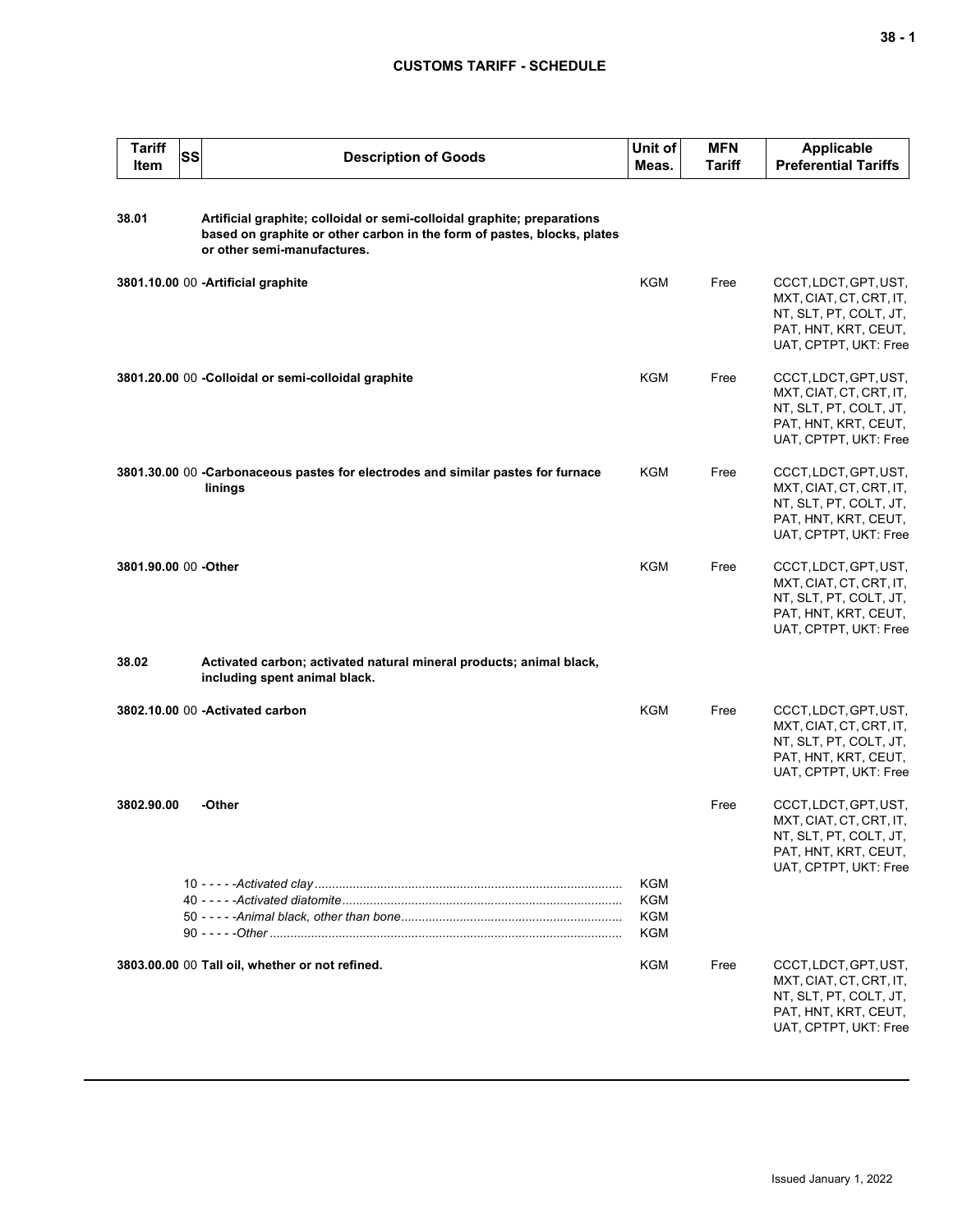## CUSTOMS TARIFF - SCHEDULE

| Tariff Item | SS | Description of Goods | Unit of Meas. | MFN Tariff | Applicable Preferential Tariffs |
|---|---|---|---|---|---|
| 38.01 | | **Artificial graphite; colloidal or semi-colloidal graphite; preparations based on graphite or other carbon in the form of pastes, blocks, plates or other semi-manufactures.** | | | |
| 3801.10.00 | 00 | **-Artificial graphite** | KGM | Free | CCCT, LDCT, GPT, UST, MXT, CIAT, CT, CRT, IT, NT, SLT, PT, COLT, JT, PAT, HNT, KRT, CEUT, UAT, CPTPT, UKT: Free |
| 3801.20.00 | 00 | **-Colloidal or semi-colloidal graphite** | KGM | Free | CCCT, LDCT, GPT, UST, MXT, CIAT, CT, CRT, IT, NT, SLT, PT, COLT, JT, PAT, HNT, KRT, CEUT, UAT, CPTPT, UKT: Free |
| 3801.30.00 | 00 | **-Carbonaceous pastes for electrodes and similar pastes for furnace linings** | KGM | Free | CCCT, LDCT, GPT, UST, MXT, CIAT, CT, CRT, IT, NT, SLT, PT, COLT, JT, PAT, HNT, KRT, CEUT, UAT, CPTPT, UKT: Free |
| 3801.90.00 | 00 | **-Other** | KGM | Free | CCCT, LDCT, GPT, UST, MXT, CIAT, CT, CRT, IT, NT, SLT, PT, COLT, JT, PAT, HNT, KRT, CEUT, UAT, CPTPT, UKT: Free |
| 38.02 | | **Activated carbon; activated natural mineral products; animal black, including spent animal black.** | | | |
| 3802.10.00 | 00 | **-Activated carbon** | KGM | Free | CCCT, LDCT, GPT, UST, MXT, CIAT, CT, CRT, IT, NT, SLT, PT, COLT, JT, PAT, HNT, KRT, CEUT, UAT, CPTPT, UKT: Free |
| 3802.90.00 | | **-Other** | | Free | CCCT, LDCT, GPT, UST, MXT, CIAT, CT, CRT, IT, NT, SLT, PT, COLT, JT, PAT, HNT, KRT, CEUT, UAT, CPTPT, UKT: Free |
| | 10 | - - - - -*Activated clay* | KGM | | |
| | 40 | - - - - -*Activated diatomite* | KGM | | |
| | 50 | - - - - -*Animal black, other than bone* | KGM | | |
| | 90 | - - - - -*Other* | KGM | | |
| 3803.00.00 | 00 | **Tall oil, whether or not refined.** | KGM | Free | CCCT, LDCT, GPT, UST, MXT, CIAT, CT, CRT, IT, NT, SLT, PT, COLT, JT, PAT, HNT, KRT, CEUT, UAT, CPTPT, UKT: Free |

Issued January 1, 2022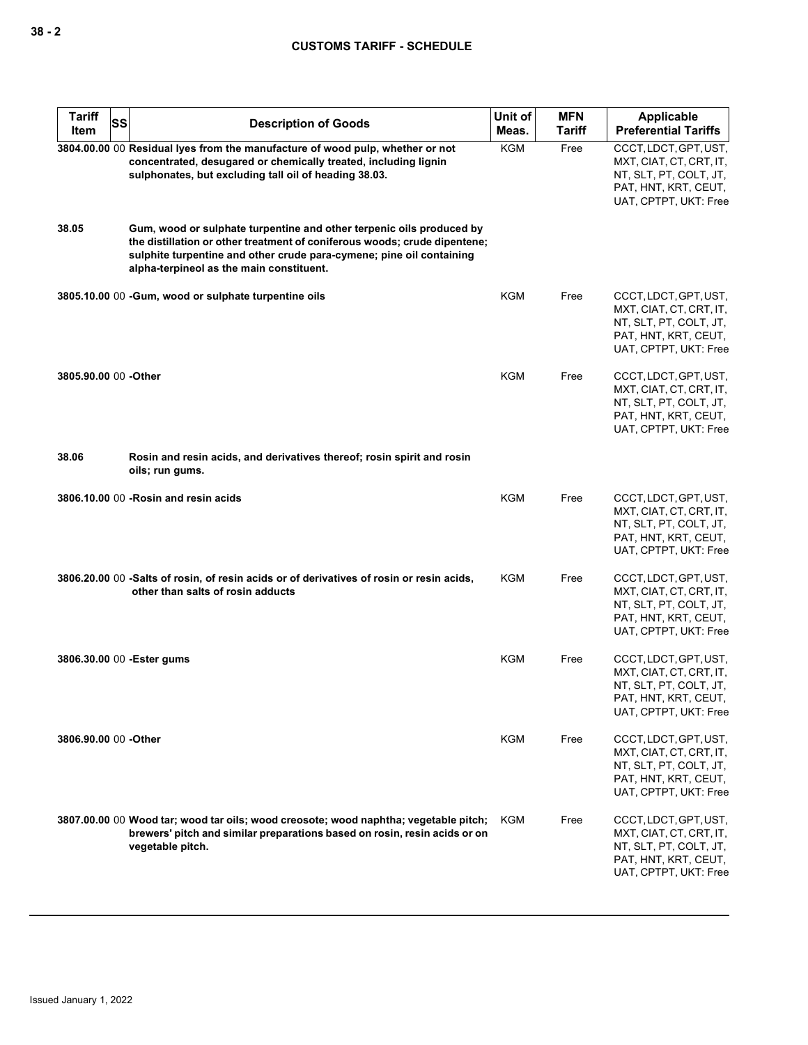| Tariff Item | SS | Description of Goods | Unit of Meas. | MFN Tariff | Applicable Preferential Tariffs |
|---|---|---|---|---|---|
| 3804.00.00 | 00 | **Residual lyes from the manufacture of wood pulp, whether or not concentrated, desugared or chemically treated, including lignin sulphonates, but excluding tall oil of heading 38.03.** | KGM | Free | CCCT, LDCT, GPT, UST, MXT, CIAT, CT, CRT, IT, NT, SLT, PT, COLT, JT, PAT, HNT, KRT, CEUT, UAT, CPTPT, UKT: Free |
| 38.05 | | **Gum, wood or sulphate turpentine and other terpenic oils produced by the distillation or other treatment of coniferous woods; crude dipentene; sulphite turpentine and other crude para-cymene; pine oil containing alpha-terpineol as the main constituent.** | | | |
| 3805.10.00 | 00 | **-Gum, wood or sulphate turpentine oils** | KGM | Free | CCCT, LDCT, GPT, UST, MXT, CIAT, CT, CRT, IT, NT, SLT, PT, COLT, JT, PAT, HNT, KRT, CEUT, UAT, CPTPT, UKT: Free |
| 3805.90.00 | 00 | **-Other** | KGM | Free | CCCT, LDCT, GPT, UST, MXT, CIAT, CT, CRT, IT, NT, SLT, PT, COLT, JT, PAT, HNT, KRT, CEUT, UAT, CPTPT, UKT: Free |
| 38.06 | | **Rosin and resin acids, and derivatives thereof; rosin spirit and rosin oils; run gums.** | | | |
| 3806.10.00 | 00 | **-Rosin and resin acids** | KGM | Free | CCCT, LDCT, GPT, UST, MXT, CIAT, CT, CRT, IT, NT, SLT, PT, COLT, JT, PAT, HNT, KRT, CEUT, UAT, CPTPT, UKT: Free |
| 3806.20.00 | 00 | **-Salts of rosin, of resin acids or of derivatives of rosin or resin acids, other than salts of rosin adducts** | KGM | Free | CCCT, LDCT, GPT, UST, MXT, CIAT, CT, CRT, IT, NT, SLT, PT, COLT, JT, PAT, HNT, KRT, CEUT, UAT, CPTPT, UKT: Free |
| 3806.30.00 | 00 | **-Ester gums** | KGM | Free | CCCT, LDCT, GPT, UST, MXT, CIAT, CT, CRT, IT, NT, SLT, PT, COLT, JT, PAT, HNT, KRT, CEUT, UAT, CPTPT, UKT: Free |
| 3806.90.00 | 00 | **-Other** | KGM | Free | CCCT, LDCT, GPT, UST, MXT, CIAT, CT, CRT, IT, NT, SLT, PT, COLT, JT, PAT, HNT, KRT, CEUT, UAT, CPTPT, UKT: Free |
| 3807.00.00 | 00 | **Wood tar; wood tar oils; wood creosote; wood naphtha; vegetable pitch; brewers' pitch and similar preparations based on rosin, resin acids or on vegetable pitch.** | KGM | Free | CCCT, LDCT, GPT, UST, MXT, CIAT, CT, CRT, IT, NT, SLT, PT, COLT, JT, PAT, HNT, KRT, CEUT, UAT, CPTPT, UKT: Free |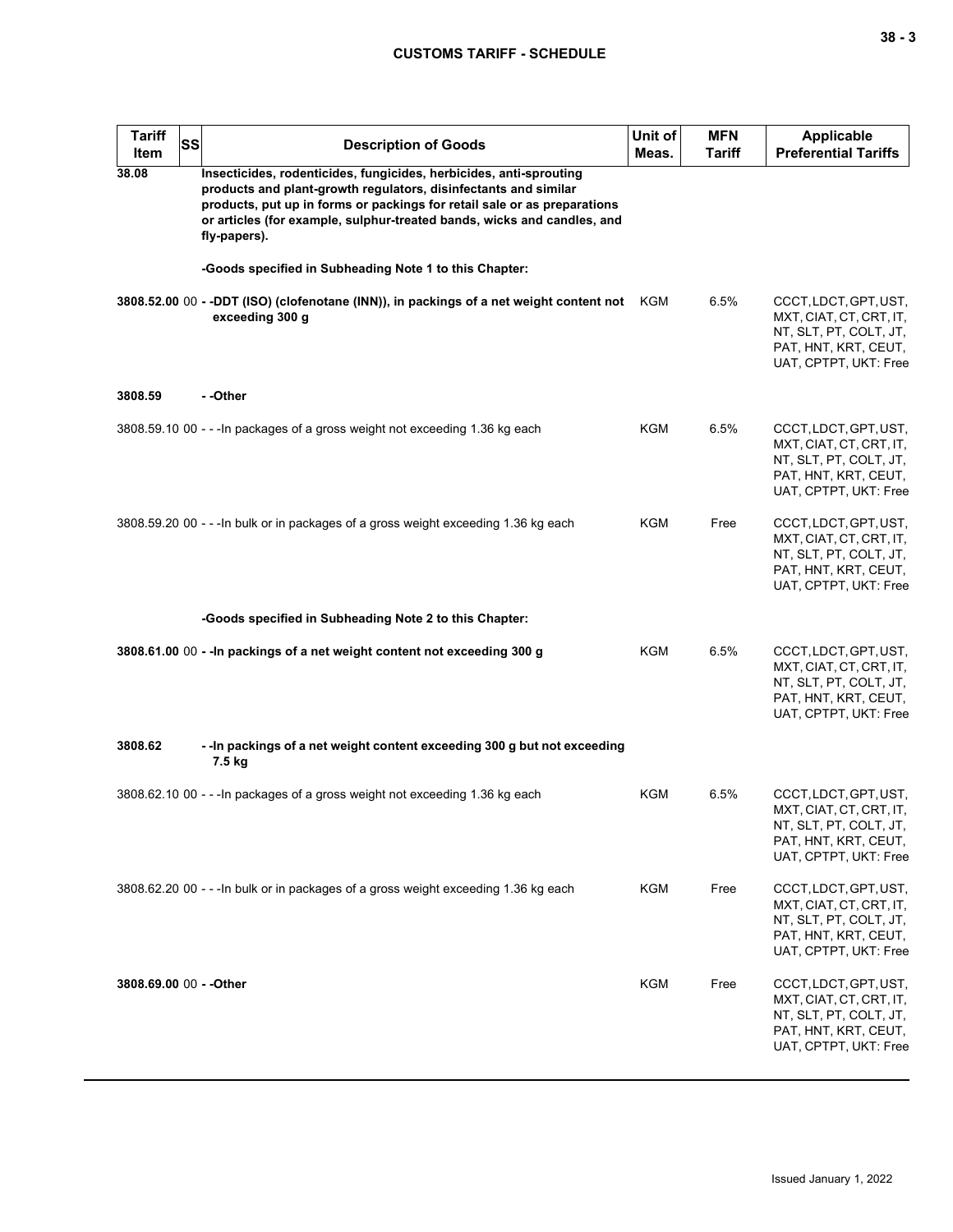| Tariff Item | SS | Description of Goods | Unit of Meas. | MFN Tariff | Applicable Preferential Tariffs |
|---|---|---|---|---|---|
| **38.08** | | **Insecticides, rodenticides, fungicides, herbicides, anti-sprouting products and plant-growth regulators, disinfectants and similar products, put up in forms or packings for retail sale or as preparations or articles (for example, sulphur-treated bands, wicks and candles, and fly-papers).** | | | |
| | | **-Goods specified in Subheading Note 1 to this Chapter:** | | | |
| **3808.52.00** | 00 | **- -DDT (ISO) (clofenotane (INN)), in packings of a net weight content not exceeding 300 g** | KGM | 6.5% | CCCT, LDCT, GPT, UST, MXT, CIAT, CT, CRT, IT, NT, SLT, PT, COLT, JT, PAT, HNT, KRT, CEUT, UAT, CPTPT, UKT: Free |
| **3808.59** | | **- -Other** | | | |
| 3808.59.10 | 00 | - - -In packages of a gross weight not exceeding 1.36 kg each | KGM | 6.5% | CCCT, LDCT, GPT, UST, MXT, CIAT, CT, CRT, IT, NT, SLT, PT, COLT, JT, PAT, HNT, KRT, CEUT, UAT, CPTPT, UKT: Free |
| 3808.59.20 | 00 | - - -In bulk or in packages of a gross weight exceeding 1.36 kg each | KGM | Free | CCCT, LDCT, GPT, UST, MXT, CIAT, CT, CRT, IT, NT, SLT, PT, COLT, JT, PAT, HNT, KRT, CEUT, UAT, CPTPT, UKT: Free |
| | | **-Goods specified in Subheading Note 2 to this Chapter:** | | | |
| **3808.61.00** | 00 | **- -In packings of a net weight content not exceeding 300 g** | KGM | 6.5% | CCCT, LDCT, GPT, UST, MXT, CIAT, CT, CRT, IT, NT, SLT, PT, COLT, JT, PAT, HNT, KRT, CEUT, UAT, CPTPT, UKT: Free |
| **3808.62** | | **- -In packings of a net weight content exceeding 300 g but not exceeding 7.5 kg** | | | |
| 3808.62.10 | 00 | - - -In packages of a gross weight not exceeding 1.36 kg each | KGM | 6.5% | CCCT, LDCT, GPT, UST, MXT, CIAT, CT, CRT, IT, NT, SLT, PT, COLT, JT, PAT, HNT, KRT, CEUT, UAT, CPTPT, UKT: Free |
| 3808.62.20 | 00 | - - -In bulk or in packages of a gross weight exceeding 1.36 kg each | KGM | Free | CCCT, LDCT, GPT, UST, MXT, CIAT, CT, CRT, IT, NT, SLT, PT, COLT, JT, PAT, HNT, KRT, CEUT, UAT, CPTPT, UKT: Free |
| **3808.69.00** | 00 | **- -Other** | KGM | Free | CCCT, LDCT, GPT, UST, MXT, CIAT, CT, CRT, IT, NT, SLT, PT, COLT, JT, PAT, HNT, KRT, CEUT, UAT, CPTPT, UKT: Free |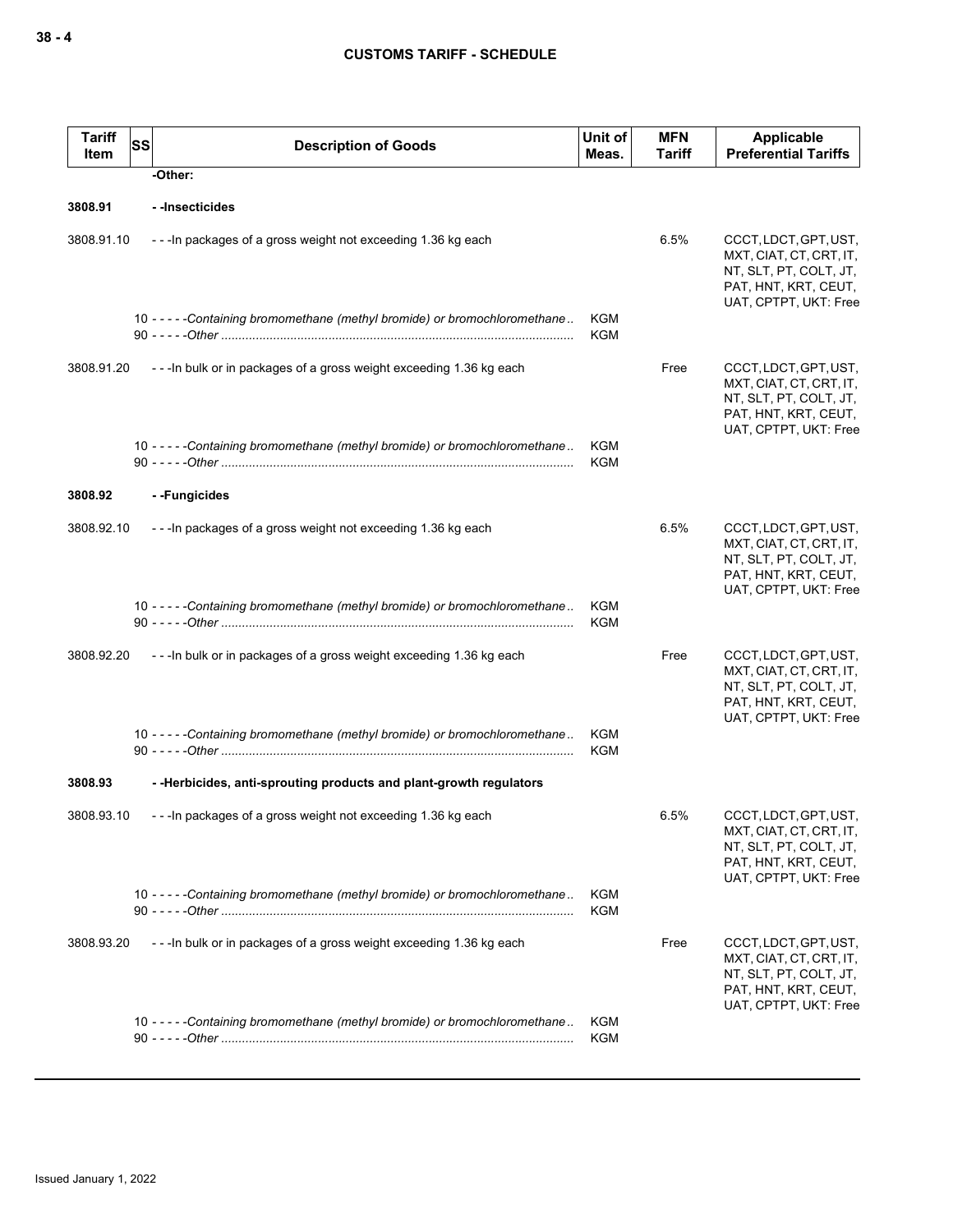| Tariff Item | SS | Description of Goods | Unit of Meas. | MFN Tariff | Applicable Preferential Tariffs |
|---|---|---|---|---|---|
| | | -Other: | | | |
| **3808.91** | | **- -Insecticides** | | | |
| 3808.91.10 | | - - -In packages of a gross weight not exceeding 1.36 kg each | | 6.5% | CCCT, LDCT, GPT, UST, MXT, CIAT, CT, CRT, IT, NT, SLT, PT, COLT, JT, PAT, HNT, KRT, CEUT, UAT, CPTPT, UKT: Free |
| | | 10 - - - - -*Containing bromomethane (methyl bromide) or bromochloromethane* | KGM | | |
| | | 90 - - - - -*Other* | KGM | | |
| 3808.91.20 | | - - -In bulk or in packages of a gross weight exceeding 1.36 kg each | | Free | CCCT, LDCT, GPT, UST, MXT, CIAT, CT, CRT, IT, NT, SLT, PT, COLT, JT, PAT, HNT, KRT, CEUT, UAT, CPTPT, UKT: Free |
| | | 10 - - - - -*Containing bromomethane (methyl bromide) or bromochloromethane* | KGM | | |
| | | 90 - - - - -*Other* | KGM | | |
| **3808.92** | | **- -Fungicides** | | | |
| 3808.92.10 | | - - -In packages of a gross weight not exceeding 1.36 kg each | | 6.5% | CCCT, LDCT, GPT, UST, MXT, CIAT, CT, CRT, IT, NT, SLT, PT, COLT, JT, PAT, HNT, KRT, CEUT, UAT, CPTPT, UKT: Free |
| | | 10 - - - - -*Containing bromomethane (methyl bromide) or bromochloromethane* | KGM | | |
| | | 90 - - - - -*Other* | KGM | | |
| 3808.92.20 | | - - -In bulk or in packages of a gross weight exceeding 1.36 kg each | | Free | CCCT, LDCT, GPT, UST, MXT, CIAT, CT, CRT, IT, NT, SLT, PT, COLT, JT, PAT, HNT, KRT, CEUT, UAT, CPTPT, UKT: Free |
| | | 10 - - - - -*Containing bromomethane (methyl bromide) or bromochloromethane* | KGM | | |
| | | 90 - - - - -*Other* | KGM | | |
| **3808.93** | | **- -Herbicides, anti-sprouting products and plant-growth regulators** | | | |
| 3808.93.10 | | - - -In packages of a gross weight not exceeding 1.36 kg each | | 6.5% | CCCT, LDCT, GPT, UST, MXT, CIAT, CT, CRT, IT, NT, SLT, PT, COLT, JT, PAT, HNT, KRT, CEUT, UAT, CPTPT, UKT: Free |
| | | 10 - - - - -*Containing bromomethane (methyl bromide) or bromochloromethane* | KGM | | |
| | | 90 - - - - -*Other* | KGM | | |
| 3808.93.20 | | - - -In bulk or in packages of a gross weight exceeding 1.36 kg each | | Free | CCCT, LDCT, GPT, UST, MXT, CIAT, CT, CRT, IT, NT, SLT, PT, COLT, JT, PAT, HNT, KRT, CEUT, UAT, CPTPT, UKT: Free |
| | | 10 - - - - -*Containing bromomethane (methyl bromide) or bromochloromethane* | KGM | | |
| | | 90 - - - - -*Other* | KGM | | |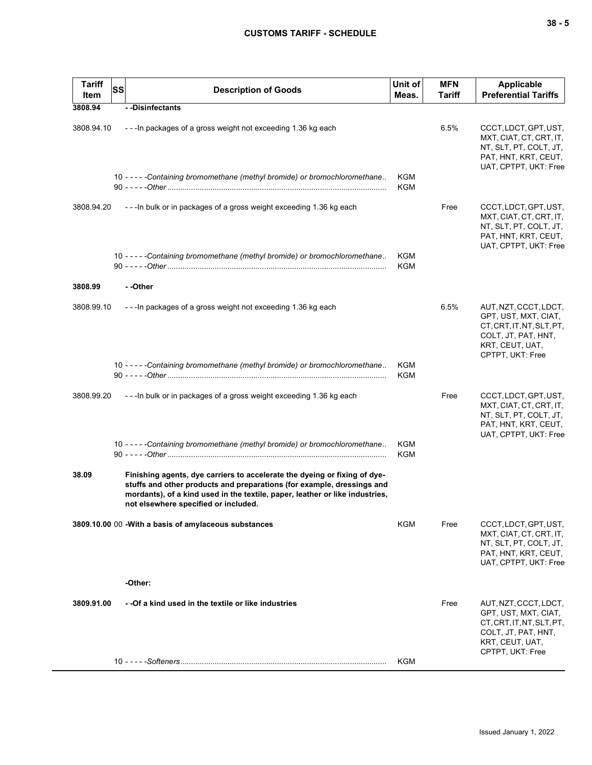| Tariff Item | SS | Description of Goods | Unit of Meas. | MFN Tariff | Applicable Preferential Tariffs |
|---|---|---|---|---|---|
| 3808.94 | | - -Disinfectants | | | |
| 3808.94.10 | | - - -In packages of a gross weight not exceeding 1.36 kg each | | 6.5% | CCCT, LDCT, GPT, UST, MXT, CIAT, CT, CRT, IT, NT, SLT, PT, COLT, JT, PAT, HNT, KRT, CEUT, UAT, CPTPT, UKT: Free |
| | 10 | - - - - -*Containing bromomethane (methyl bromide) or bromochloromethane* | KGM | | |
| | 90 | - - - - -*Other* | KGM | | |
| 3808.94.20 | | - - -In bulk or in packages of a gross weight exceeding 1.36 kg each | | Free | CCCT, LDCT, GPT, UST, MXT, CIAT, CT, CRT, IT, NT, SLT, PT, COLT, JT, PAT, HNT, KRT, CEUT, UAT, CPTPT, UKT: Free |
| | 10 | - - - - -*Containing bromomethane (methyl bromide) or bromochloromethane* | KGM | | |
| | 90 | - - - - -*Other* | KGM | | |
| 3808.99 | | - -Other | | | |
| 3808.99.10 | | - - -In packages of a gross weight not exceeding 1.36 kg each | | 6.5% | AUT, NZT, CCCT, LDCT, GPT, UST, MXT, CIAT, CT, CRT, IT, NT, SLT, PT, COLT, JT, PAT, HNT, KRT, CEUT, UAT, CPTPT, UKT: Free |
| | 10 | - - - - -*Containing bromomethane (methyl bromide) or bromochloromethane* | KGM | | |
| | 90 | - - - - -*Other* | KGM | | |
| 3808.99.20 | | - - -In bulk or in packages of a gross weight exceeding 1.36 kg each | | Free | CCCT, LDCT, GPT, UST, MXT, CIAT, CT, CRT, IT, NT, SLT, PT, COLT, JT, PAT, HNT, KRT, CEUT, UAT, CPTPT, UKT: Free |
| | 10 | - - - - -*Containing bromomethane (methyl bromide) or bromochloromethane* | KGM | | |
| | 90 | - - - - -*Other* | KGM | | |
| 38.09 | | **Finishing agents, dye carriers to accelerate the dyeing or fixing of dye-stuffs and other products and preparations (for example, dressings and mordants), of a kind used in the textile, paper, leather or like industries, not elsewhere specified or included.** | | | |
| 3809.10.00 | 00 | **-With a basis of amylaceous substances** | KGM | Free | CCCT, LDCT, GPT, UST, MXT, CIAT, CT, CRT, IT, NT, SLT, PT, COLT, JT, PAT, HNT, KRT, CEUT, UAT, CPTPT, UKT: Free |
| | | **-Other:** | | | |
| 3809.91.00 | | **- -Of a kind used in the textile or like industries** | | Free | AUT, NZT, CCCT, LDCT, GPT, UST, MXT, CIAT, CT, CRT, IT, NT, SLT, PT, COLT, JT, PAT, HNT, KRT, CEUT, UAT, CPTPT, UKT: Free |
| | 10 | - - - - -*Softeners* | KGM | | |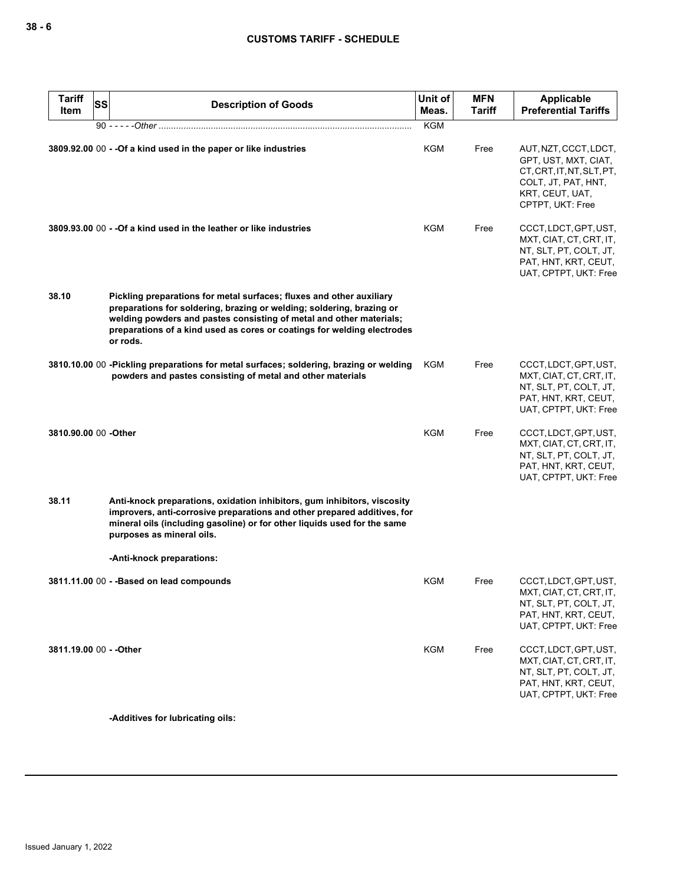| Tariff Item | SS | Description of Goods | Unit of Meas. | MFN Tariff | Applicable Preferential Tariffs |
|---|---|---|---|---|---|
| | 90 | - - - - -*Other* | KGM | | |
| **3809.92.00** | 00 | **- -Of a kind used in the paper or like industries** | KGM | Free | AUT, NZT, CCCT, LDCT, GPT, UST, MXT, CIAT, CT, CRT, IT, NT, SLT, PT, COLT, JT, PAT, HNT, KRT, CEUT, UAT, CPTPT, UKT: Free |
| **3809.93.00** | 00 | **- -Of a kind used in the leather or like industries** | KGM | Free | CCCT, LDCT, GPT, UST, MXT, CIAT, CT, CRT, IT, NT, SLT, PT, COLT, JT, PAT, HNT, KRT, CEUT, UAT, CPTPT, UKT: Free |
| **38.10** | | **Pickling preparations for metal surfaces; fluxes and other auxiliary preparations for soldering, brazing or welding; soldering, brazing or welding powders and pastes consisting of metal and other materials; preparations of a kind used as cores or coatings for welding electrodes or rods.** | | | |
| **3810.10.00** | 00 | **-Pickling preparations for metal surfaces; soldering, brazing or welding powders and pastes consisting of metal and other materials** | KGM | Free | CCCT, LDCT, GPT, UST, MXT, CIAT, CT, CRT, IT, NT, SLT, PT, COLT, JT, PAT, HNT, KRT, CEUT, UAT, CPTPT, UKT: Free |
| **3810.90.00** | 00 | **-Other** | KGM | Free | CCCT, LDCT, GPT, UST, MXT, CIAT, CT, CRT, IT, NT, SLT, PT, COLT, JT, PAT, HNT, KRT, CEUT, UAT, CPTPT, UKT: Free |
| **38.11** | | **Anti-knock preparations, oxidation inhibitors, gum inhibitors, viscosity improvers, anti-corrosive preparations and other prepared additives, for mineral oils (including gasoline) or for other liquids used for the same purposes as mineral oils.** | | | |
| | | **-Anti-knock preparations:** | | | |
| **3811.11.00** | 00 | **- -Based on lead compounds** | KGM | Free | CCCT, LDCT, GPT, UST, MXT, CIAT, CT, CRT, IT, NT, SLT, PT, COLT, JT, PAT, HNT, KRT, CEUT, UAT, CPTPT, UKT: Free |
| **3811.19.00** | 00 | **- -Other** | KGM | Free | CCCT, LDCT, GPT, UST, MXT, CIAT, CT, CRT, IT, NT, SLT, PT, COLT, JT, PAT, HNT, KRT, CEUT, UAT, CPTPT, UKT: Free |
| | | **-Additives for lubricating oils:** | | | |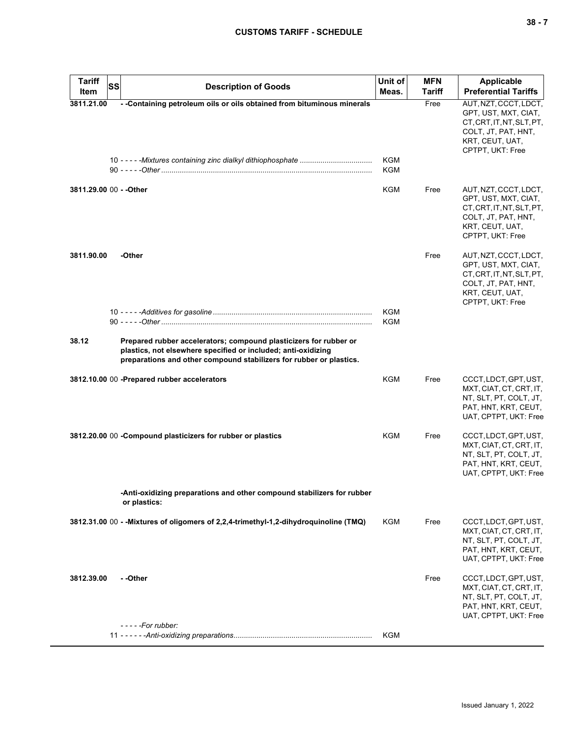| Tariff Item | SS | Description of Goods | Unit of Meas. | MFN Tariff | Applicable Preferential Tariffs |
|---|---|---|---|---|---|
| 3811.21.00 | | - -Containing petroleum oils or oils obtained from bituminous minerals | | Free | AUT, NZT, CCCT, LDCT, GPT, UST, MXT, CIAT, CT, CRT, IT, NT, SLT, PT, COLT, JT, PAT, HNT, KRT, CEUT, UAT, CPTPT, UKT: Free |
| | 10 | - - - - -*Mixtures containing zinc dialkyl dithiophosphate* | KGM | | |
| | 90 | - - - - -*Other* | KGM | | |
| 3811.29.00 | 00 | - -Other | KGM | Free | AUT, NZT, CCCT, LDCT, GPT, UST, MXT, CIAT, CT, CRT, IT, NT, SLT, PT, COLT, JT, PAT, HNT, KRT, CEUT, UAT, CPTPT, UKT: Free |
| 3811.90.00 | | -Other | | Free | AUT, NZT, CCCT, LDCT, GPT, UST, MXT, CIAT, CT, CRT, IT, NT, SLT, PT, COLT, JT, PAT, HNT, KRT, CEUT, UAT, CPTPT, UKT: Free |
| | 10 | - - - - -*Additives for gasoline* | KGM | | |
| | 90 | - - - - -*Other* | KGM | | |
| 38.12 | | **Prepared rubber accelerators; compound plasticizers for rubber or plastics, not elsewhere specified or included; anti-oxidizing preparations and other compound stabilizers for rubber or plastics.** | | | |
| 3812.10.00 | 00 | -Prepared rubber accelerators | KGM | Free | CCCT, LDCT, GPT, UST, MXT, CIAT, CT, CRT, IT, NT, SLT, PT, COLT, JT, PAT, HNT, KRT, CEUT, UAT, CPTPT, UKT: Free |
| 3812.20.00 | 00 | -Compound plasticizers for rubber or plastics | KGM | Free | CCCT, LDCT, GPT, UST, MXT, CIAT, CT, CRT, IT, NT, SLT, PT, COLT, JT, PAT, HNT, KRT, CEUT, UAT, CPTPT, UKT: Free |
| | | **-Anti-oxidizing preparations and other compound stabilizers for rubber or plastics:** | | | |
| 3812.31.00 | 00 | - -Mixtures of oligomers of 2,2,4-trimethyl-1,2-dihydroquinoline (TMQ) | KGM | Free | CCCT, LDCT, GPT, UST, MXT, CIAT, CT, CRT, IT, NT, SLT, PT, COLT, JT, PAT, HNT, KRT, CEUT, UAT, CPTPT, UKT: Free |
| 3812.39.00 | | - -Other | | Free | CCCT, LDCT, GPT, UST, MXT, CIAT, CT, CRT, IT, NT, SLT, PT, COLT, JT, PAT, HNT, KRT, CEUT, UAT, CPTPT, UKT: Free |
| | | - - - - -*For rubber:* | | | |
| | 11 | - - - - - -*Anti-oxidizing preparations* | KGM | | |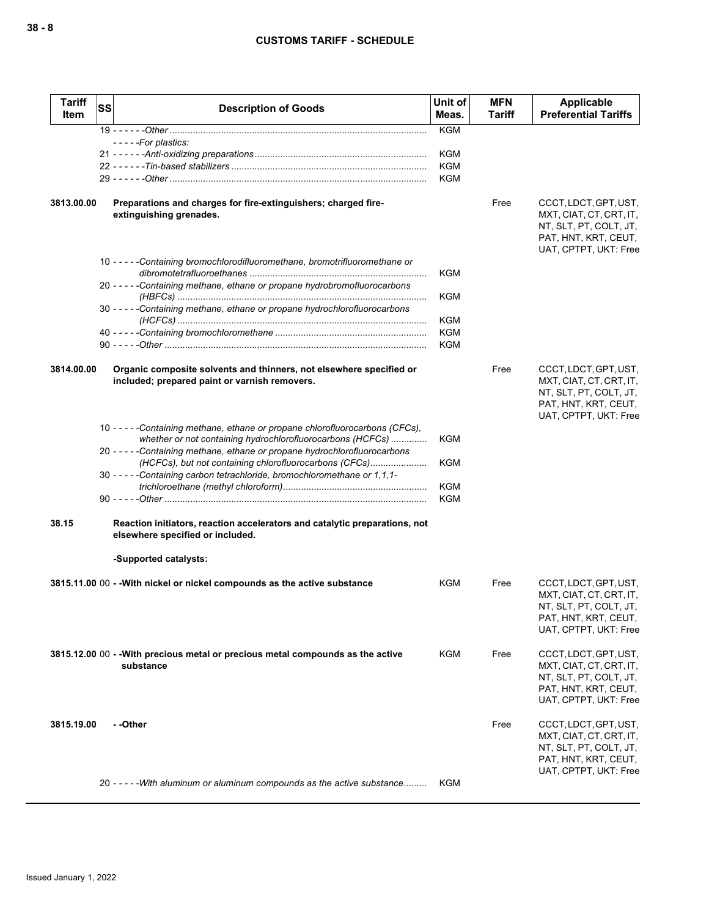| Tariff Item | SS | Description of Goods | Unit of Meas. | MFN Tariff | Applicable Preferential Tariffs |
|---|---|---|---|---|---|
| | | 19 - - - - - -*Other* | KGM | | |
| | | - - - - -*For plastics:* | | | |
| | | 21 - - - - - -*Anti-oxidizing preparations* | KGM | | |
| | | 22 - - - - - -*Tin-based stabilizers* | KGM | | |
| | | 29 - - - - - -*Other* | KGM | | |
| **3813.00.00** | | **Preparations and charges for fire-extinguishers; charged fire-extinguishing grenades.** | | Free | CCCT, LDCT, GPT, UST, MXT, CIAT, CT, CRT, IT, NT, SLT, PT, COLT, JT, PAT, HNT, KRT, CEUT, UAT, CPTPT, UKT: Free |
| | | 10 - - - - -*Containing bromochlorodifluoromethane, bromotrifluoromethane or dibromotetrafluoroethanes* | KGM | | |
| | | 20 - - - - -*Containing methane, ethane or propane hydrobromofluorocarbons (HBFCs)* | KGM | | |
| | | 30 - - - - -*Containing methane, ethane or propane hydrochlorofluorocarbons (HCFCs)* | KGM | | |
| | | 40 - - - - -*Containing bromochloromethane* | KGM | | |
| | | 90 - - - - -*Other* | KGM | | |
| **3814.00.00** | | **Organic composite solvents and thinners, not elsewhere specified or included; prepared paint or varnish removers.** | | Free | CCCT, LDCT, GPT, UST, MXT, CIAT, CT, CRT, IT, NT, SLT, PT, COLT, JT, PAT, HNT, KRT, CEUT, UAT, CPTPT, UKT: Free |
| | | 10 - - - - -*Containing methane, ethane or propane chlorofluorocarbons (CFCs), whether or not containing hydrochlorofluorocarbons (HCFCs)* | KGM | | |
| | | 20 - - - - -*Containing methane, ethane or propane hydrochlorofluorocarbons (HCFCs), but not containing chlorofluorocarbons (CFCs)* | KGM | | |
| | | 30 - - - - -*Containing carbon tetrachloride, bromochloromethane or 1,1,1-trichloroethane (methyl chloroform)* | KGM | | |
| | | 90 - - - - -*Other* | KGM | | |
| **38.15** | | **Reaction initiators, reaction accelerators and catalytic preparations, not elsewhere specified or included.** | | | |
| | | **-Supported catalysts:** | | | |
| **3815.11.00** | 00 | **- -With nickel or nickel compounds as the active substance** | KGM | Free | CCCT, LDCT, GPT, UST, MXT, CIAT, CT, CRT, IT, NT, SLT, PT, COLT, JT, PAT, HNT, KRT, CEUT, UAT, CPTPT, UKT: Free |
| **3815.12.00** | 00 | **- -With precious metal or precious metal compounds as the active substance** | KGM | Free | CCCT, LDCT, GPT, UST, MXT, CIAT, CT, CRT, IT, NT, SLT, PT, COLT, JT, PAT, HNT, KRT, CEUT, UAT, CPTPT, UKT: Free |
| **3815.19.00** | | **- -Other** | | Free | CCCT, LDCT, GPT, UST, MXT, CIAT, CT, CRT, IT, NT, SLT, PT, COLT, JT, PAT, HNT, KRT, CEUT, UAT, CPTPT, UKT: Free |
| | | 20 - - - - -*With aluminum or aluminum compounds as the active substance* | KGM | | |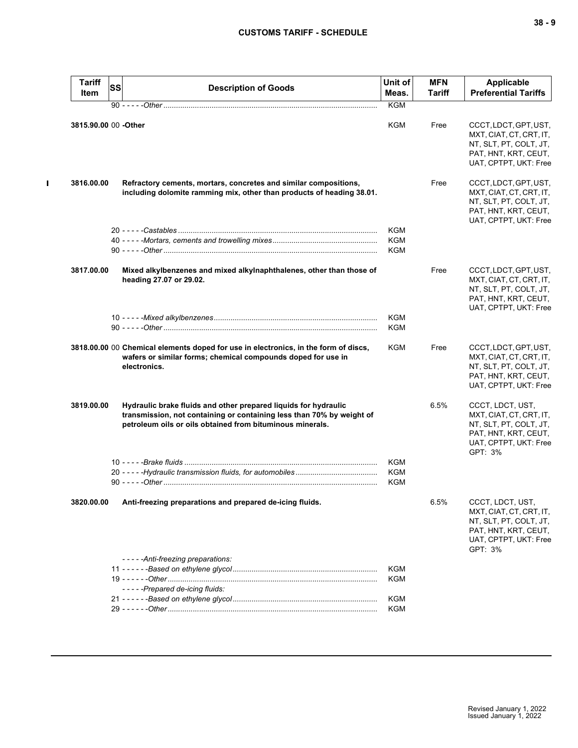| Tariff Item | SS | Description of Goods | Unit of Meas. | MFN Tariff | Applicable Preferential Tariffs |
|---|---|---|---|---|---|
| | | 90 - - - - -*Other* | KGM | | |
| 3815.90.00 | 00 | **-Other** | KGM | Free | CCCT, LDCT, GPT, UST, MXT, CIAT, CT, CRT, IT, NT, SLT, PT, COLT, JT, PAT, HNT, KRT, CEUT, UAT, CPTPT, UKT: Free |
| 3816.00.00 | | **Refractory cements, mortars, concretes and similar compositions, including dolomite ramming mix, other than products of heading 38.01.** | | Free | CCCT, LDCT, GPT, UST, MXT, CIAT, CT, CRT, IT, NT, SLT, PT, COLT, JT, PAT, HNT, KRT, CEUT, UAT, CPTPT, UKT: Free |
| | | 20 - - - - -*Castables* | KGM | | |
| | | 40 - - - - -*Mortars, cements and trowelling mixes* | KGM | | |
| | | 90 - - - - -*Other* | KGM | | |
| 3817.00.00 | | **Mixed alkylbenzenes and mixed alkylnaphthalenes, other than those of heading 27.07 or 29.02.** | | Free | CCCT, LDCT, GPT, UST, MXT, CIAT, CT, CRT, IT, NT, SLT, PT, COLT, JT, PAT, HNT, KRT, CEUT, UAT, CPTPT, UKT: Free |
| | | 10 - - - - -*Mixed alkylbenzenes* | KGM | | |
| | | 90 - - - - -*Other* | KGM | | |
| 3818.00.00 | 00 | **Chemical elements doped for use in electronics, in the form of discs, wafers or similar forms; chemical compounds doped for use in electronics.** | KGM | Free | CCCT, LDCT, GPT, UST, MXT, CIAT, CT, CRT, IT, NT, SLT, PT, COLT, JT, PAT, HNT, KRT, CEUT, UAT, CPTPT, UKT: Free |
| 3819.00.00 | | **Hydraulic brake fluids and other prepared liquids for hydraulic transmission, not containing or containing less than 70% by weight of petroleum oils or oils obtained from bituminous minerals.** | | 6.5% | CCCT, LDCT, UST, MXT, CIAT, CT, CRT, IT, NT, SLT, PT, COLT, JT, PAT, HNT, KRT, CEUT, UAT, CPTPT, UKT: Free GPT: 3% |
| | | 10 - - - - -*Brake fluids* | KGM | | |
| | | 20 - - - - -*Hydraulic transmission fluids, for automobiles* | KGM | | |
| | | 90 - - - - -*Other* | KGM | | |
| 3820.00.00 | | **Anti-freezing preparations and prepared de-icing fluids.** | | 6.5% | CCCT, LDCT, UST, MXT, CIAT, CT, CRT, IT, NT, SLT, PT, COLT, JT, PAT, HNT, KRT, CEUT, UAT, CPTPT, UKT: Free GPT: 3% |
| | | - - - - -*Anti-freezing preparations:* | | | |
| | | 11 - - - - - -*Based on ethylene glycol* | KGM | | |
| | | 19 - - - - - -*Other* | KGM | | |
| | | - - - - -*Prepared de-icing fluids:* | | | |
| | | 21 - - - - - -*Based on ethylene glycol* | KGM | | |
| | | 29 - - - - - -*Other* | KGM | | |

Revised January 1, 2022
Issued January 1, 2022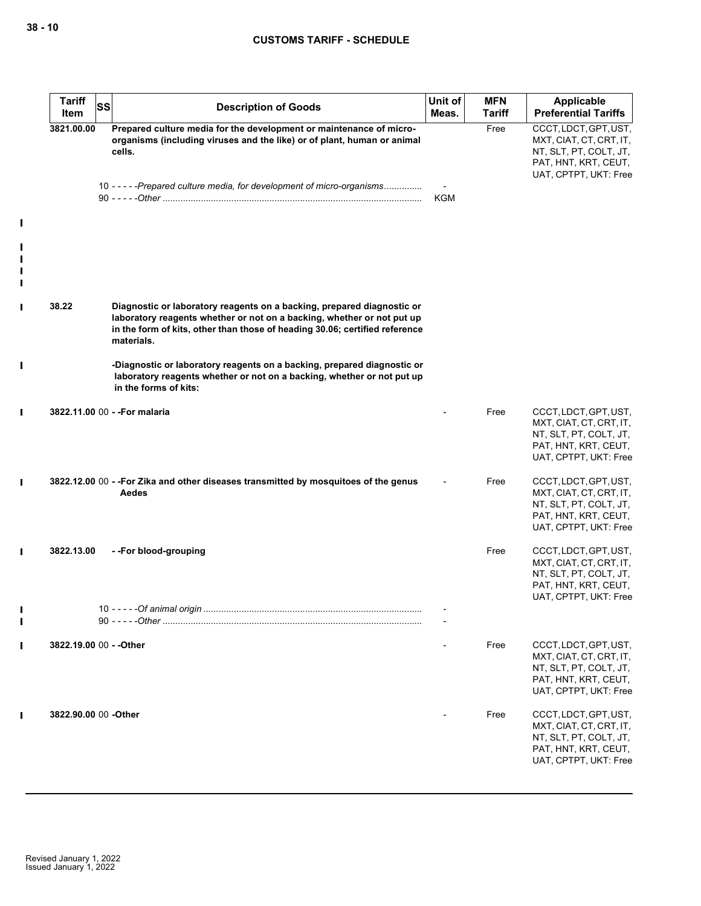| Tariff Item | SS | Description of Goods | Unit of Meas. | MFN Tariff | Applicable Preferential Tariffs |
|---|---|---|---|---|---|
| 3821.00.00 | | **Prepared culture media for the development or maintenance of micro-organisms (including viruses and the like) or of plant, human or animal cells.** | | Free | CCCT, LDCT, GPT, UST, MXT, CIAT, CT, CRT, IT, NT, SLT, PT, COLT, JT, PAT, HNT, KRT, CEUT, UAT, CPTPT, UKT: Free |
| | 10 | - - - - -*Prepared culture media, for development of micro-organisms* | - | | |
| | 90 | - - - - -*Other* | KGM | | |
| 38.22 | | **Diagnostic or laboratory reagents on a backing, prepared diagnostic or laboratory reagents whether or not on a backing, whether or not put up in the form of kits, other than those of heading 30.06; certified reference materials.** | | | |
| | | **-Diagnostic or laboratory reagents on a backing, prepared diagnostic or laboratory reagents whether or not on a backing, whether or not put up in the forms of kits:** | | | |
| 3822.11.00 | 00 | **- -For malaria** | - | Free | CCCT, LDCT, GPT, UST, MXT, CIAT, CT, CRT, IT, NT, SLT, PT, COLT, JT, PAT, HNT, KRT, CEUT, UAT, CPTPT, UKT: Free |
| 3822.12.00 | 00 | **- -For Zika and other diseases transmitted by mosquitoes of the genus Aedes** | - | Free | CCCT, LDCT, GPT, UST, MXT, CIAT, CT, CRT, IT, NT, SLT, PT, COLT, JT, PAT, HNT, KRT, CEUT, UAT, CPTPT, UKT: Free |
| 3822.13.00 | | **- -For blood-grouping** | | Free | CCCT, LDCT, GPT, UST, MXT, CIAT, CT, CRT, IT, NT, SLT, PT, COLT, JT, PAT, HNT, KRT, CEUT, UAT, CPTPT, UKT: Free |
| | 10 | - - - - -*Of animal origin* | - | | |
| | 90 | - - - - -*Other* | - | | |
| 3822.19.00 | 00 | **- -Other** | - | Free | CCCT, LDCT, GPT, UST, MXT, CIAT, CT, CRT, IT, NT, SLT, PT, COLT, JT, PAT, HNT, KRT, CEUT, UAT, CPTPT, UKT: Free |
| 3822.90.00 | 00 | **-Other** | - | Free | CCCT, LDCT, GPT, UST, MXT, CIAT, CT, CRT, IT, NT, SLT, PT, COLT, JT, PAT, HNT, KRT, CEUT, UAT, CPTPT, UKT: Free |

Revised January 1, 2022
Issued January 1, 2022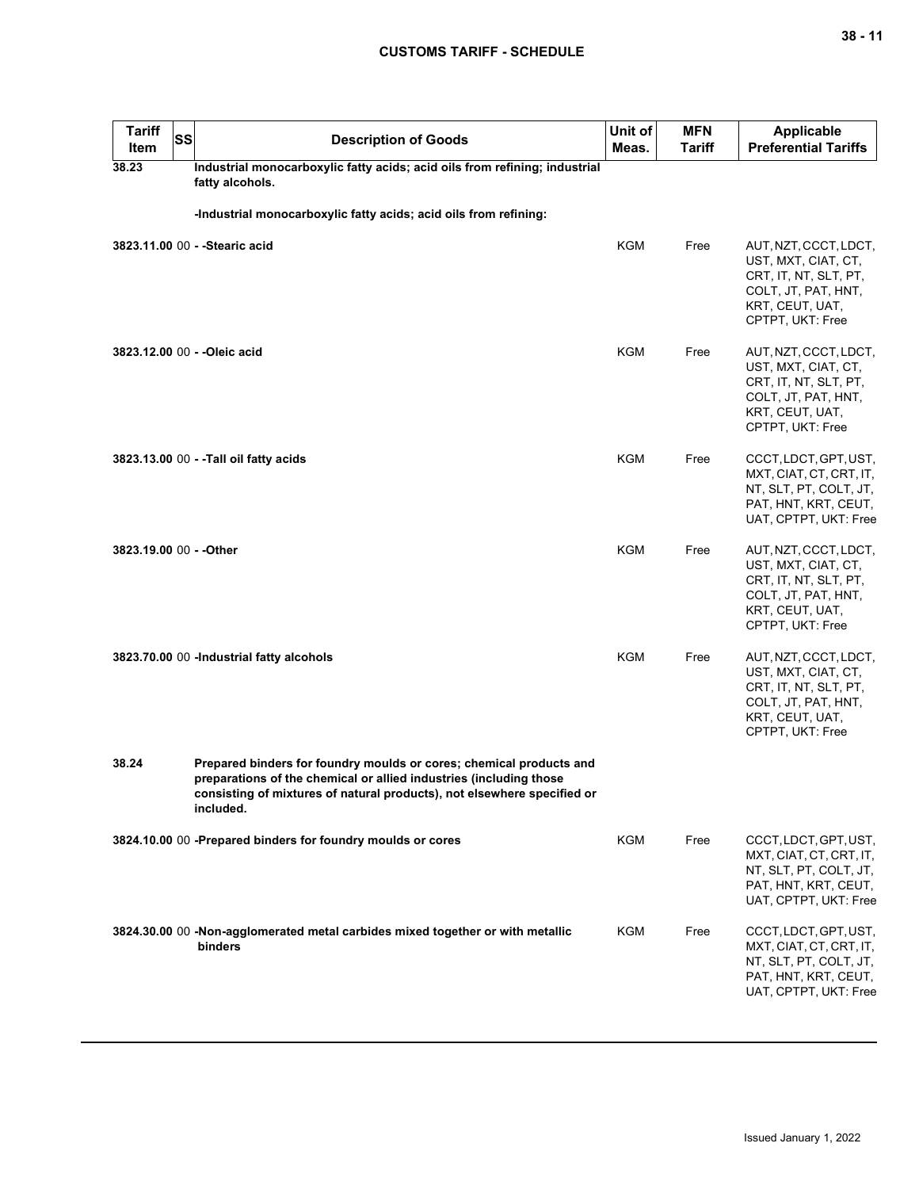| Tariff Item | SS | Description of Goods | Unit of Meas. | MFN Tariff | Applicable Preferential Tariffs |
|---|---|---|---|---|---|
| 38.23 | | **Industrial monocarboxylic fatty acids; acid oils from refining; industrial fatty alcohols.** | | | |
| | | **-Industrial monocarboxylic fatty acids; acid oils from refining:** | | | |
| **3823.11.00** | 00 | **- -Stearic acid** | KGM | Free | AUT, NZT, CCCT, LDCT, UST, MXT, CIAT, CT, CRT, IT, NT, SLT, PT, COLT, JT, PAT, HNT, KRT, CEUT, UAT, CPTPT, UKT: Free |
| **3823.12.00** | 00 | **- -Oleic acid** | KGM | Free | AUT, NZT, CCCT, LDCT, UST, MXT, CIAT, CT, CRT, IT, NT, SLT, PT, COLT, JT, PAT, HNT, KRT, CEUT, UAT, CPTPT, UKT: Free |
| **3823.13.00** | 00 | **- -Tall oil fatty acids** | KGM | Free | CCCT, LDCT, GPT, UST, MXT, CIAT, CT, CRT, IT, NT, SLT, PT, COLT, JT, PAT, HNT, KRT, CEUT, UAT, CPTPT, UKT: Free |
| **3823.19.00** | 00 | **- -Other** | KGM | Free | AUT, NZT, CCCT, LDCT, UST, MXT, CIAT, CT, CRT, IT, NT, SLT, PT, COLT, JT, PAT, HNT, KRT, CEUT, UAT, CPTPT, UKT: Free |
| **3823.70.00** | 00 | **-Industrial fatty alcohols** | KGM | Free | AUT, NZT, CCCT, LDCT, UST, MXT, CIAT, CT, CRT, IT, NT, SLT, PT, COLT, JT, PAT, HNT, KRT, CEUT, UAT, CPTPT, UKT: Free |
| 38.24 | | **Prepared binders for foundry moulds or cores; chemical products and preparations of the chemical or allied industries (including those consisting of mixtures of natural products), not elsewhere specified or included.** | | | |
| **3824.10.00** | 00 | **-Prepared binders for foundry moulds or cores** | KGM | Free | CCCT, LDCT, GPT, UST, MXT, CIAT, CT, CRT, IT, NT, SLT, PT, COLT, JT, PAT, HNT, KRT, CEUT, UAT, CPTPT, UKT: Free |
| **3824.30.00** | 00 | **-Non-agglomerated metal carbides mixed together or with metallic binders** | KGM | Free | CCCT, LDCT, GPT, UST, MXT, CIAT, CT, CRT, IT, NT, SLT, PT, COLT, JT, PAT, HNT, KRT, CEUT, UAT, CPTPT, UKT: Free |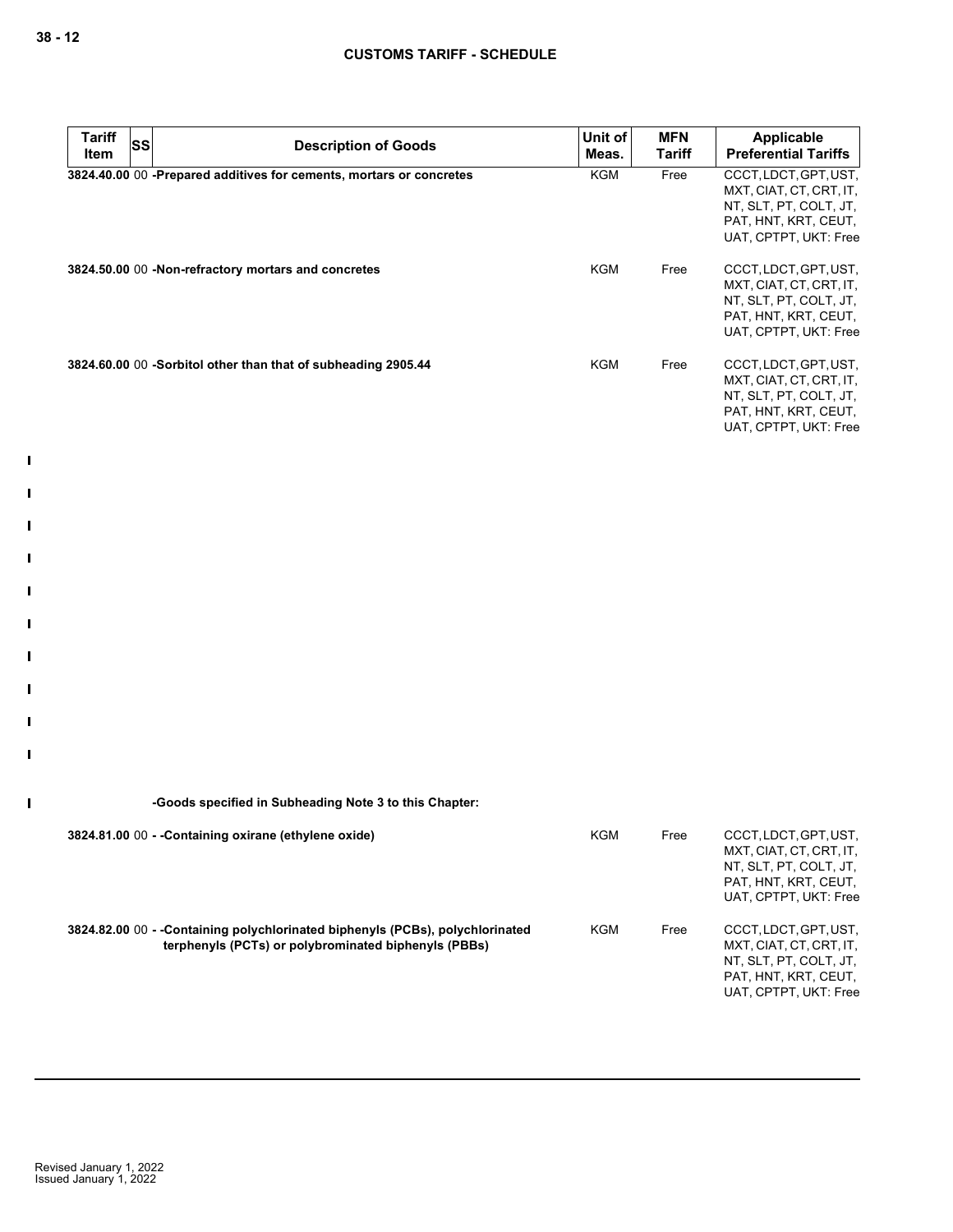| Tariff Item | SS | Description of Goods | Unit of Meas. | MFN Tariff | Applicable Preferential Tariffs |
|---|---|---|---|---|---|
| 3824.40.00 | 00 | -Prepared additives for cements, mortars or concretes | KGM | Free | CCCT, LDCT, GPT, UST, MXT, CIAT, CT, CRT, IT, NT, SLT, PT, COLT, JT, PAT, HNT, KRT, CEUT, UAT, CPTPT, UKT: Free |
| 3824.50.00 | 00 | -Non-refractory mortars and concretes | KGM | Free | CCCT, LDCT, GPT, UST, MXT, CIAT, CT, CRT, IT, NT, SLT, PT, COLT, JT, PAT, HNT, KRT, CEUT, UAT, CPTPT, UKT: Free |
| 3824.60.00 | 00 | -Sorbitol other than that of subheading 2905.44 | KGM | Free | CCCT, LDCT, GPT, UST, MXT, CIAT, CT, CRT, IT, NT, SLT, PT, COLT, JT, PAT, HNT, KRT, CEUT, UAT, CPTPT, UKT: Free |
| | | -Goods specified in Subheading Note 3 to this Chapter: | | | |
| 3824.81.00 | 00 | - -Containing oxirane (ethylene oxide) | KGM | Free | CCCT, LDCT, GPT, UST, MXT, CIAT, CT, CRT, IT, NT, SLT, PT, COLT, JT, PAT, HNT, KRT, CEUT, UAT, CPTPT, UKT: Free |
| 3824.82.00 | 00 | - -Containing polychlorinated biphenyls (PCBs), polychlorinated terphenyls (PCTs) or polybrominated biphenyls (PBBs) | KGM | Free | CCCT, LDCT, GPT, UST, MXT, CIAT, CT, CRT, IT, NT, SLT, PT, COLT, JT, PAT, HNT, KRT, CEUT, UAT, CPTPT, UKT: Free |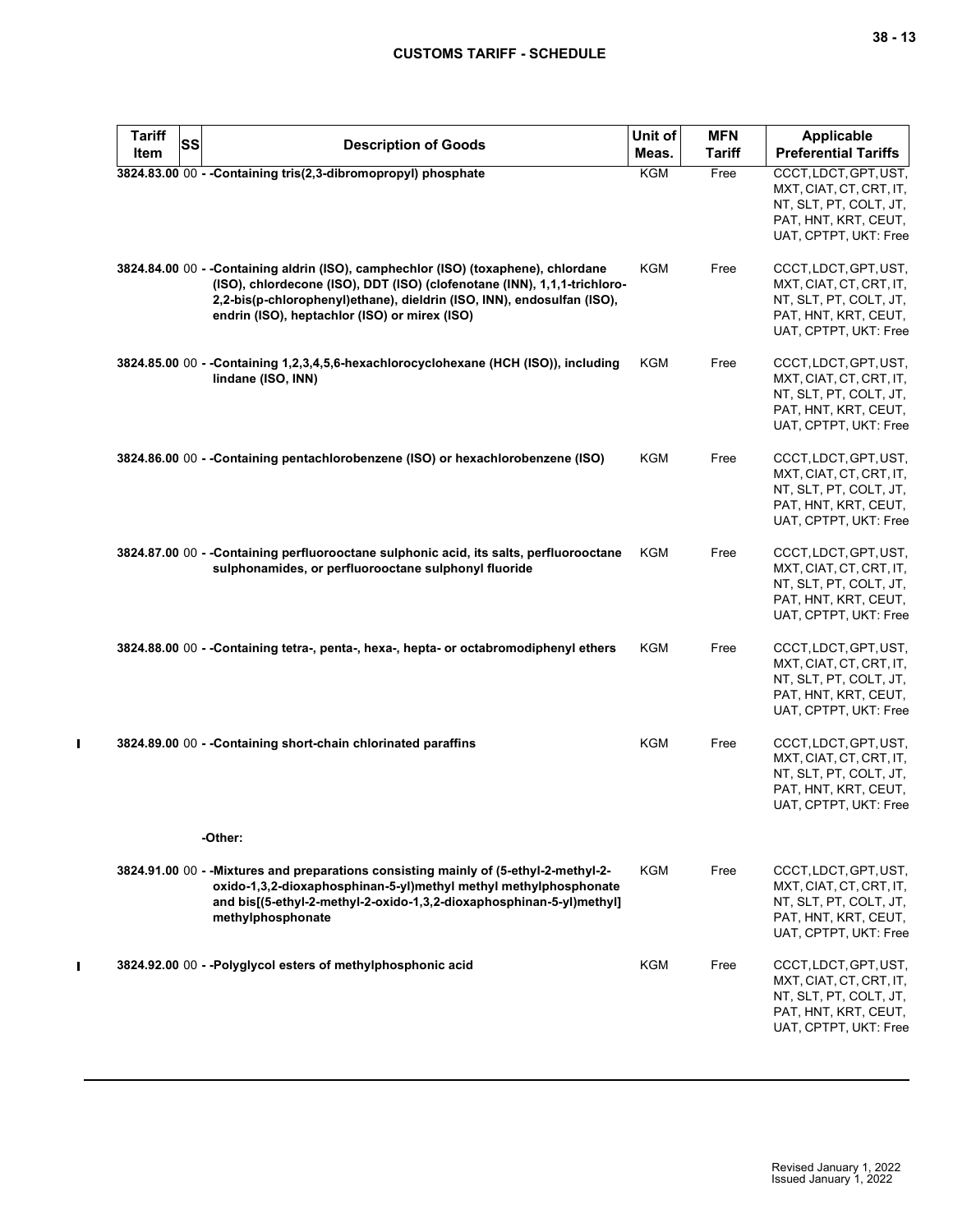| Tariff Item | SS | Description of Goods | Unit of Meas. | MFN Tariff | Applicable Preferential Tariffs |
|---|---|---|---|---|---|
| 3824.83.00 | 00 | - -Containing tris(2,3-dibromopropyl) phosphate | KGM | Free | CCCT, LDCT, GPT, UST, MXT, CIAT, CT, CRT, IT, NT, SLT, PT, COLT, JT, PAT, HNT, KRT, CEUT, UAT, CPTPT, UKT: Free |
| 3824.84.00 | 00 | - -Containing aldrin (ISO), camphechlor (ISO) (toxaphene), chlordane (ISO), chlordecone (ISO), DDT (ISO) (clofenotane (INN), 1,1,1-trichloro-2,2-bis(p-chlorophenyl)ethane), dieldrin (ISO, INN), endosulfan (ISO), endrin (ISO), heptachlor (ISO) or mirex (ISO) | KGM | Free | CCCT, LDCT, GPT, UST, MXT, CIAT, CT, CRT, IT, NT, SLT, PT, COLT, JT, PAT, HNT, KRT, CEUT, UAT, CPTPT, UKT: Free |
| 3824.85.00 | 00 | - -Containing 1,2,3,4,5,6-hexachlorocyclohexane (HCH (ISO)), including lindane (ISO, INN) | KGM | Free | CCCT, LDCT, GPT, UST, MXT, CIAT, CT, CRT, IT, NT, SLT, PT, COLT, JT, PAT, HNT, KRT, CEUT, UAT, CPTPT, UKT: Free |
| 3824.86.00 | 00 | - -Containing pentachlorobenzene (ISO) or hexachlorobenzene (ISO) | KGM | Free | CCCT, LDCT, GPT, UST, MXT, CIAT, CT, CRT, IT, NT, SLT, PT, COLT, JT, PAT, HNT, KRT, CEUT, UAT, CPTPT, UKT: Free |
| 3824.87.00 | 00 | - -Containing perfluorooctane sulphonic acid, its salts, perfluorooctane sulphonamides, or perfluorooctane sulphonyl fluoride | KGM | Free | CCCT, LDCT, GPT, UST, MXT, CIAT, CT, CRT, IT, NT, SLT, PT, COLT, JT, PAT, HNT, KRT, CEUT, UAT, CPTPT, UKT: Free |
| 3824.88.00 | 00 | - -Containing tetra-, penta-, hexa-, hepta- or octabromodiphenyl ethers | KGM | Free | CCCT, LDCT, GPT, UST, MXT, CIAT, CT, CRT, IT, NT, SLT, PT, COLT, JT, PAT, HNT, KRT, CEUT, UAT, CPTPT, UKT: Free |
| 3824.89.00 | 00 | - -Containing short-chain chlorinated paraffins | KGM | Free | CCCT, LDCT, GPT, UST, MXT, CIAT, CT, CRT, IT, NT, SLT, PT, COLT, JT, PAT, HNT, KRT, CEUT, UAT, CPTPT, UKT: Free |
| | | -Other: | | | |
| 3824.91.00 | 00 | - -Mixtures and preparations consisting mainly of (5-ethyl-2-methyl-2-oxido-1,3,2-dioxaphosphinan-5-yl)methyl methyl methylphosphonate and bis[(5-ethyl-2-methyl-2-oxido-1,3,2-dioxaphosphinan-5-yl)methyl] methylphosphonate | KGM | Free | CCCT, LDCT, GPT, UST, MXT, CIAT, CT, CRT, IT, NT, SLT, PT, COLT, JT, PAT, HNT, KRT, CEUT, UAT, CPTPT, UKT: Free |
| 3824.92.00 | 00 | - -Polyglycol esters of methylphosphonic acid | KGM | Free | CCCT, LDCT, GPT, UST, MXT, CIAT, CT, CRT, IT, NT, SLT, PT, COLT, JT, PAT, HNT, KRT, CEUT, UAT, CPTPT, UKT: Free |

Revised January 1, 2022
Issued January 1, 2022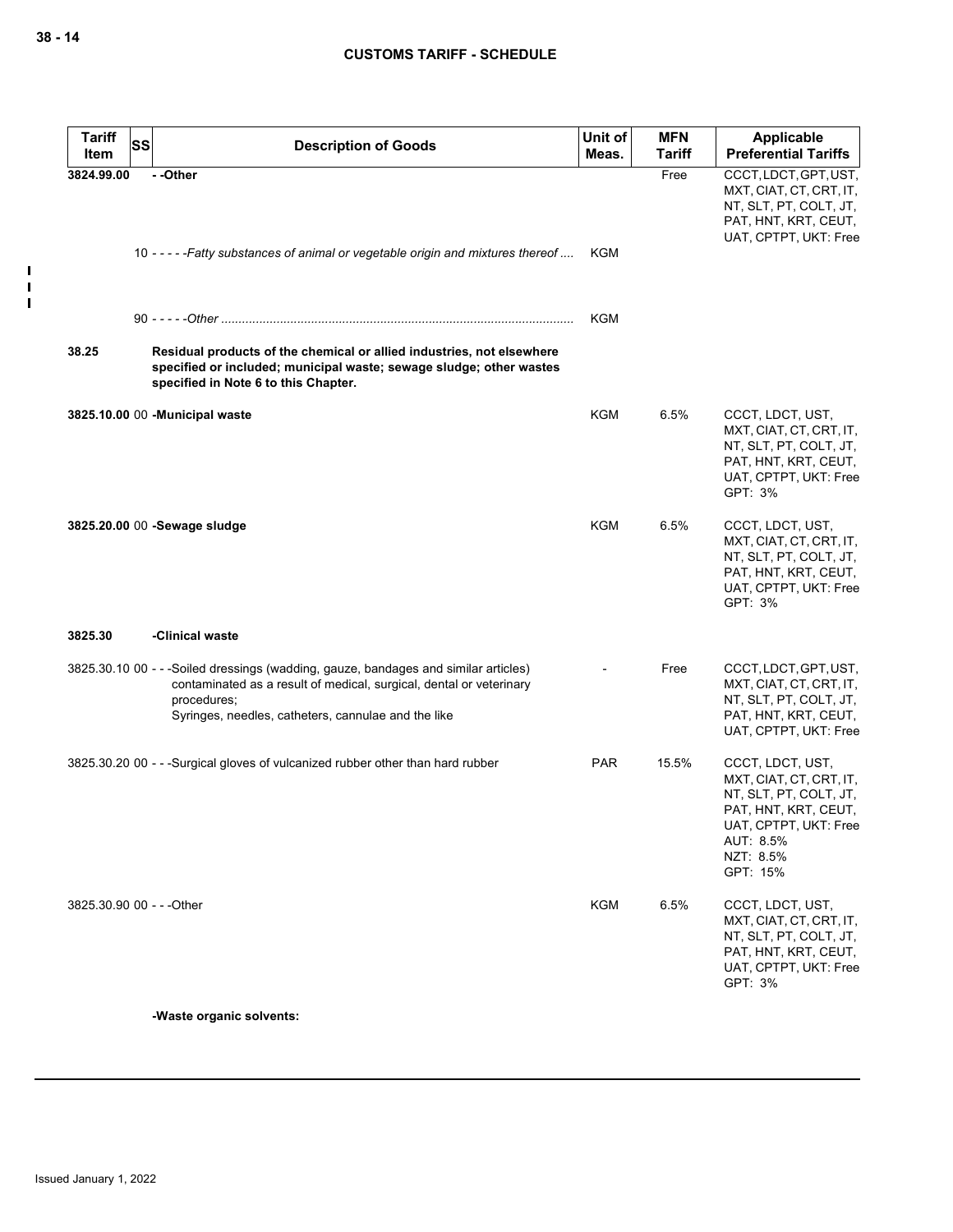| Tariff Item | SS | Description of Goods | Unit of Meas. | MFN Tariff | Applicable Preferential Tariffs |
|---|---|---|---|---|---|
| 3824.99.00 | | - -Other | | Free | CCCT, LDCT, GPT, UST, MXT, CIAT, CT, CRT, IT, NT, SLT, PT, COLT, JT, PAT, HNT, KRT, CEUT, UAT, CPTPT, UKT: Free |
| | 10 | - - - - -*Fatty substances of animal or vegetable origin and mixtures thereof* .... | KGM | | |
| | 90 | - - - - -*Other* .................................................................................................... | KGM | | |
| 38.25 | | **Residual products of the chemical or allied industries, not elsewhere specified or included; municipal waste; sewage sludge; other wastes specified in Note 6 to this Chapter.** | | | |
| 3825.10.00 | 00 | **-Municipal waste** | KGM | 6.5% | CCCT, LDCT, UST, MXT, CIAT, CT, CRT, IT, NT, SLT, PT, COLT, JT, PAT, HNT, KRT, CEUT, UAT, CPTPT, UKT: Free<br>GPT: 3% |
| 3825.20.00 | 00 | **-Sewage sludge** | KGM | 6.5% | CCCT, LDCT, UST, MXT, CIAT, CT, CRT, IT, NT, SLT, PT, COLT, JT, PAT, HNT, KRT, CEUT, UAT, CPTPT, UKT: Free<br>GPT: 3% |
| 3825.30 | | **-Clinical waste** | | | |
| 3825.30.10 | 00 | - - -Soiled dressings (wadding, gauze, bandages and similar articles) contaminated as a result of medical, surgical, dental or veterinary procedures;<br>Syringes, needles, catheters, cannulae and the like | - | Free | CCCT, LDCT, GPT, UST, MXT, CIAT, CT, CRT, IT, NT, SLT, PT, COLT, JT, PAT, HNT, KRT, CEUT, UAT, CPTPT, UKT: Free |
| 3825.30.20 | 00 | - - -Surgical gloves of vulcanized rubber other than hard rubber | PAR | 15.5% | CCCT, LDCT, UST, MXT, CIAT, CT, CRT, IT, NT, SLT, PT, COLT, JT, PAT, HNT, KRT, CEUT, UAT, CPTPT, UKT: Free<br>AUT: 8.5%<br>NZT: 8.5%<br>GPT: 15% |
| 3825.30.90 | 00 | - - -Other | KGM | 6.5% | CCCT, LDCT, UST, MXT, CIAT, CT, CRT, IT, NT, SLT, PT, COLT, JT, PAT, HNT, KRT, CEUT, UAT, CPTPT, UKT: Free<br>GPT: 3% |
| | | **-Waste organic solvents:** | | | |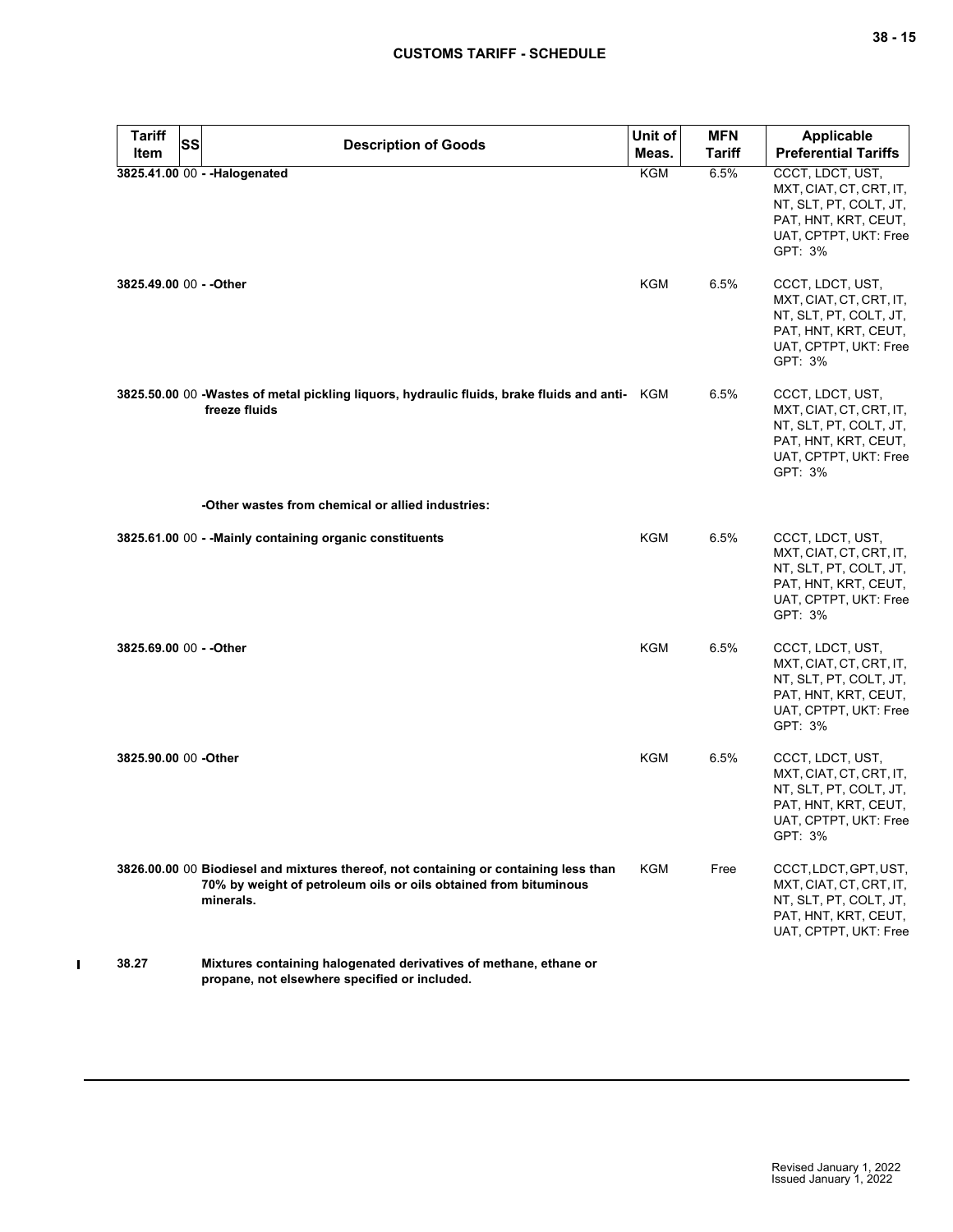| Tariff Item | SS | Description of Goods | Unit of Meas. | MFN Tariff | Applicable Preferential Tariffs |
|---|---|---|---|---|---|
| 3825.41.00 | 00 | - -Halogenated | KGM | 6.5% | CCCT, LDCT, UST, MXT, CIAT, CT, CRT, IT, NT, SLT, PT, COLT, JT, PAT, HNT, KRT, CEUT, UAT, CPTPT, UKT: Free GPT: 3% |
| 3825.49.00 | 00 | - -Other | KGM | 6.5% | CCCT, LDCT, UST, MXT, CIAT, CT, CRT, IT, NT, SLT, PT, COLT, JT, PAT, HNT, KRT, CEUT, UAT, CPTPT, UKT: Free GPT: 3% |
| 3825.50.00 | 00 | -Wastes of metal pickling liquors, hydraulic fluids, brake fluids and anti-freeze fluids | KGM | 6.5% | CCCT, LDCT, UST, MXT, CIAT, CT, CRT, IT, NT, SLT, PT, COLT, JT, PAT, HNT, KRT, CEUT, UAT, CPTPT, UKT: Free GPT: 3% |
| | | -Other wastes from chemical or allied industries: | | | |
| 3825.61.00 | 00 | - -Mainly containing organic constituents | KGM | 6.5% | CCCT, LDCT, UST, MXT, CIAT, CT, CRT, IT, NT, SLT, PT, COLT, JT, PAT, HNT, KRT, CEUT, UAT, CPTPT, UKT: Free GPT: 3% |
| 3825.69.00 | 00 | - -Other | KGM | 6.5% | CCCT, LDCT, UST, MXT, CIAT, CT, CRT, IT, NT, SLT, PT, COLT, JT, PAT, HNT, KRT, CEUT, UAT, CPTPT, UKT: Free GPT: 3% |
| 3825.90.00 | 00 | -Other | KGM | 6.5% | CCCT, LDCT, UST, MXT, CIAT, CT, CRT, IT, NT, SLT, PT, COLT, JT, PAT, HNT, KRT, CEUT, UAT, CPTPT, UKT: Free GPT: 3% |
| 3826.00.00 | 00 | Biodiesel and mixtures thereof, not containing or containing less than 70% by weight of petroleum oils or oils obtained from bituminous minerals. | KGM | Free | CCCT, LDCT, GPT, UST, MXT, CIAT, CT, CRT, IT, NT, SLT, PT, COLT, JT, PAT, HNT, KRT, CEUT, UAT, CPTPT, UKT: Free |
| 38.27 | | Mixtures containing halogenated derivatives of methane, ethane or propane, not elsewhere specified or included. | | | |

Revised January 1, 2022
Issued January 1, 2022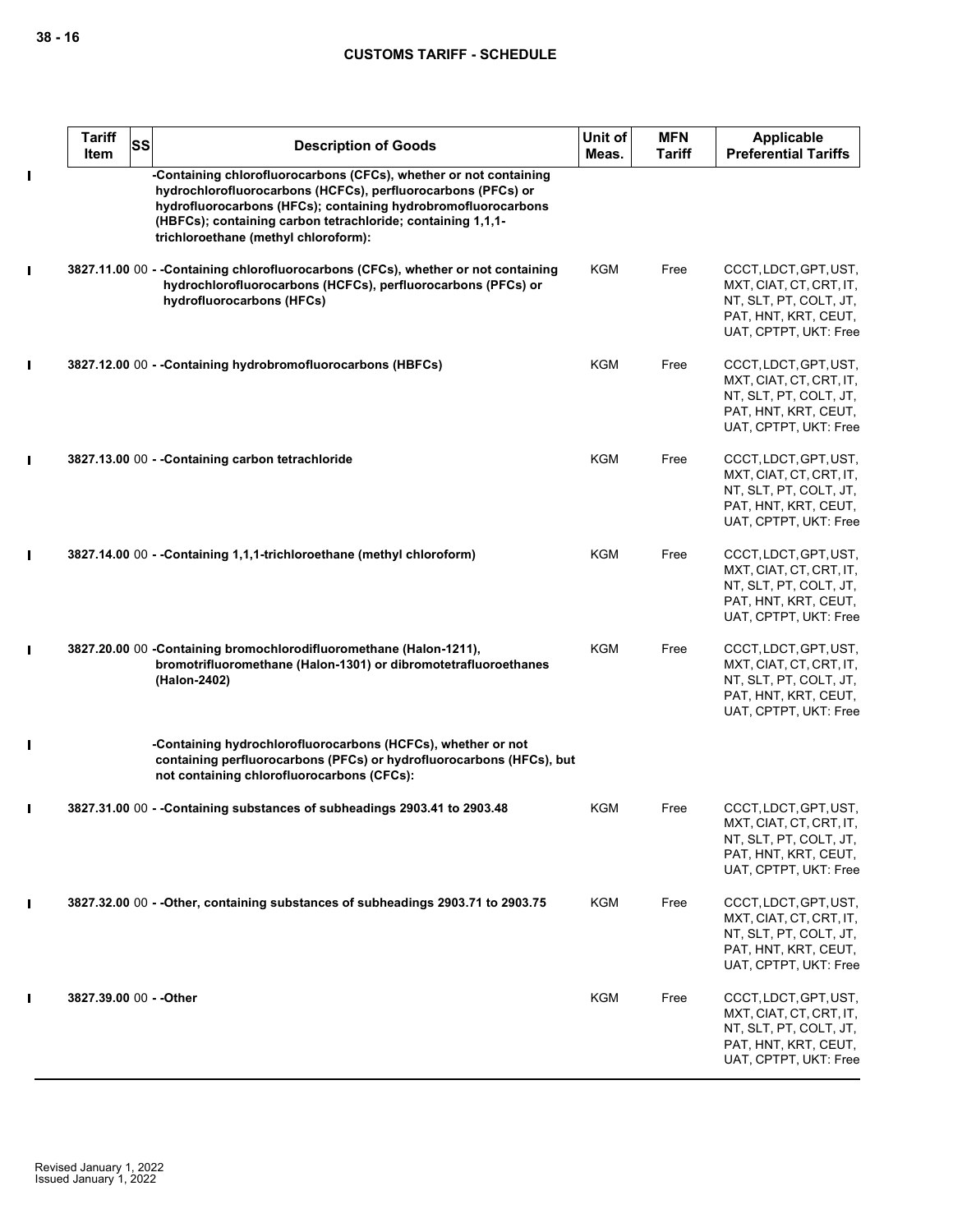| Tariff Item | SS | Description of Goods | Unit of Meas. | MFN Tariff | Applicable Preferential Tariffs |
|---|---|---|---|---|---|
| | | -Containing chlorofluorocarbons (CFCs), whether or not containing hydrochlorofluorocarbons (HCFCs), perfluorocarbons (PFCs) or hydrofluorocarbons (HFCs); containing hydrobromofluorocarbons (HBFCs); containing carbon tetrachloride; containing 1,1,1-trichloroethane (methyl chloroform): | | | |
| 3827.11.00 | 00 | - -Containing chlorofluorocarbons (CFCs), whether or not containing hydrochlorofluorocarbons (HCFCs), perfluorocarbons (PFCs) or hydrofluorocarbons (HFCs) | KGM | Free | CCCT, LDCT, GPT, UST, MXT, CIAT, CT, CRT, IT, NT, SLT, PT, COLT, JT, PAT, HNT, KRT, CEUT, UAT, CPTPT, UKT: Free |
| 3827.12.00 | 00 | - -Containing hydrobromofluorocarbons (HBFCs) | KGM | Free | CCCT, LDCT, GPT, UST, MXT, CIAT, CT, CRT, IT, NT, SLT, PT, COLT, JT, PAT, HNT, KRT, CEUT, UAT, CPTPT, UKT: Free |
| 3827.13.00 | 00 | - -Containing carbon tetrachloride | KGM | Free | CCCT, LDCT, GPT, UST, MXT, CIAT, CT, CRT, IT, NT, SLT, PT, COLT, JT, PAT, HNT, KRT, CEUT, UAT, CPTPT, UKT: Free |
| 3827.14.00 | 00 | - -Containing 1,1,1-trichloroethane (methyl chloroform) | KGM | Free | CCCT, LDCT, GPT, UST, MXT, CIAT, CT, CRT, IT, NT, SLT, PT, COLT, JT, PAT, HNT, KRT, CEUT, UAT, CPTPT, UKT: Free |
| 3827.20.00 | 00 | -Containing bromochlorodifluoromethane (Halon-1211), bromotrifluoromethane (Halon-1301) or dibromotetrafluoroethanes (Halon-2402) | KGM | Free | CCCT, LDCT, GPT, UST, MXT, CIAT, CT, CRT, IT, NT, SLT, PT, COLT, JT, PAT, HNT, KRT, CEUT, UAT, CPTPT, UKT: Free |
| | | -Containing hydrochlorofluorocarbons (HCFCs), whether or not containing perfluorocarbons (PFCs) or hydrofluorocarbons (HFCs), but not containing chlorofluorocarbons (CFCs): | | | |
| 3827.31.00 | 00 | - -Containing substances of subheadings 2903.41 to 2903.48 | KGM | Free | CCCT, LDCT, GPT, UST, MXT, CIAT, CT, CRT, IT, NT, SLT, PT, COLT, JT, PAT, HNT, KRT, CEUT, UAT, CPTPT, UKT: Free |
| 3827.32.00 | 00 | - -Other, containing substances of subheadings 2903.71 to 2903.75 | KGM | Free | CCCT, LDCT, GPT, UST, MXT, CIAT, CT, CRT, IT, NT, SLT, PT, COLT, JT, PAT, HNT, KRT, CEUT, UAT, CPTPT, UKT: Free |
| 3827.39.00 | 00 | - -Other | KGM | Free | CCCT, LDCT, GPT, UST, MXT, CIAT, CT, CRT, IT, NT, SLT, PT, COLT, JT, PAT, HNT, KRT, CEUT, UAT, CPTPT, UKT: Free |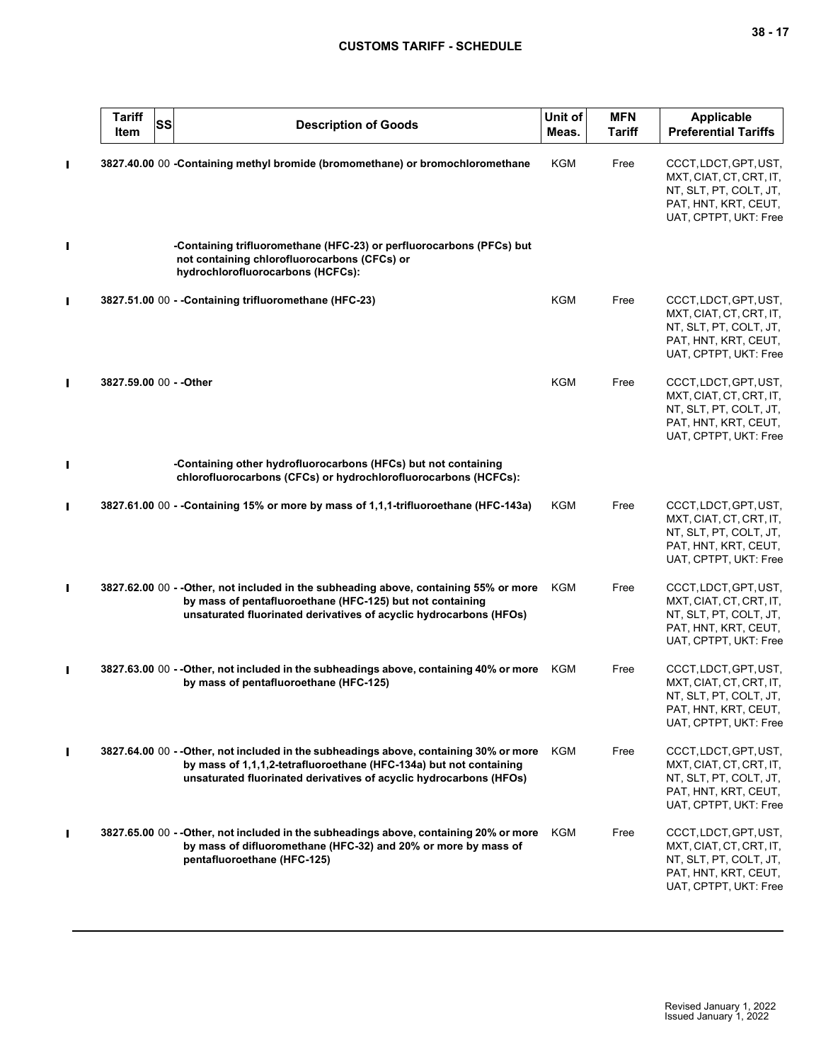| Tariff Item | SS | Description of Goods | Unit of Meas. | MFN Tariff | Applicable Preferential Tariffs |
|---|---|---|---|---|---|
| 3827.40.00 | 00 | -Containing methyl bromide (bromomethane) or bromochloromethane | KGM | Free | CCCT, LDCT, GPT, UST, MXT, CIAT, CT, CRT, IT, NT, SLT, PT, COLT, JT, PAT, HNT, KRT, CEUT, UAT, CPTPT, UKT: Free |
| | | -Containing trifluoromethane (HFC-23) or perfluorocarbons (PFCs) but not containing chlorofluorocarbons (CFCs) or hydrochlorofluorocarbons (HCFCs): | | | |
| 3827.51.00 | 00 | - -Containing trifluoromethane (HFC-23) | KGM | Free | CCCT, LDCT, GPT, UST, MXT, CIAT, CT, CRT, IT, NT, SLT, PT, COLT, JT, PAT, HNT, KRT, CEUT, UAT, CPTPT, UKT: Free |
| 3827.59.00 | 00 | - -Other | KGM | Free | CCCT, LDCT, GPT, UST, MXT, CIAT, CT, CRT, IT, NT, SLT, PT, COLT, JT, PAT, HNT, KRT, CEUT, UAT, CPTPT, UKT: Free |
| | | -Containing other hydrofluorocarbons (HFCs) but not containing chlorofluorocarbons (CFCs) or hydrochlorofluorocarbons (HCFCs): | | | |
| 3827.61.00 | 00 | - -Containing 15% or more by mass of 1,1,1-trifluoroethane (HFC-143a) | KGM | Free | CCCT, LDCT, GPT, UST, MXT, CIAT, CT, CRT, IT, NT, SLT, PT, COLT, JT, PAT, HNT, KRT, CEUT, UAT, CPTPT, UKT: Free |
| 3827.62.00 | 00 | - -Other, not included in the subheading above, containing 55% or more by mass of pentafluoroethane (HFC-125) but not containing unsaturated fluorinated derivatives of acyclic hydrocarbons (HFOs) | KGM | Free | CCCT, LDCT, GPT, UST, MXT, CIAT, CT, CRT, IT, NT, SLT, PT, COLT, JT, PAT, HNT, KRT, CEUT, UAT, CPTPT, UKT: Free |
| 3827.63.00 | 00 | - -Other, not included in the subheadings above, containing 40% or more by mass of pentafluoroethane (HFC-125) | KGM | Free | CCCT, LDCT, GPT, UST, MXT, CIAT, CT, CRT, IT, NT, SLT, PT, COLT, JT, PAT, HNT, KRT, CEUT, UAT, CPTPT, UKT: Free |
| 3827.64.00 | 00 | - -Other, not included in the subheadings above, containing 30% or more by mass of 1,1,1,2-tetrafluoroethane (HFC-134a) but not containing unsaturated fluorinated derivatives of acyclic hydrocarbons (HFOs) | KGM | Free | CCCT, LDCT, GPT, UST, MXT, CIAT, CT, CRT, IT, NT, SLT, PT, COLT, JT, PAT, HNT, KRT, CEUT, UAT, CPTPT, UKT: Free |
| 3827.65.00 | 00 | - -Other, not included in the subheadings above, containing 20% or more by mass of difluoromethane (HFC-32) and 20% or more by mass of pentafluoroethane (HFC-125) | KGM | Free | CCCT, LDCT, GPT, UST, MXT, CIAT, CT, CRT, IT, NT, SLT, PT, COLT, JT, PAT, HNT, KRT, CEUT, UAT, CPTPT, UKT: Free |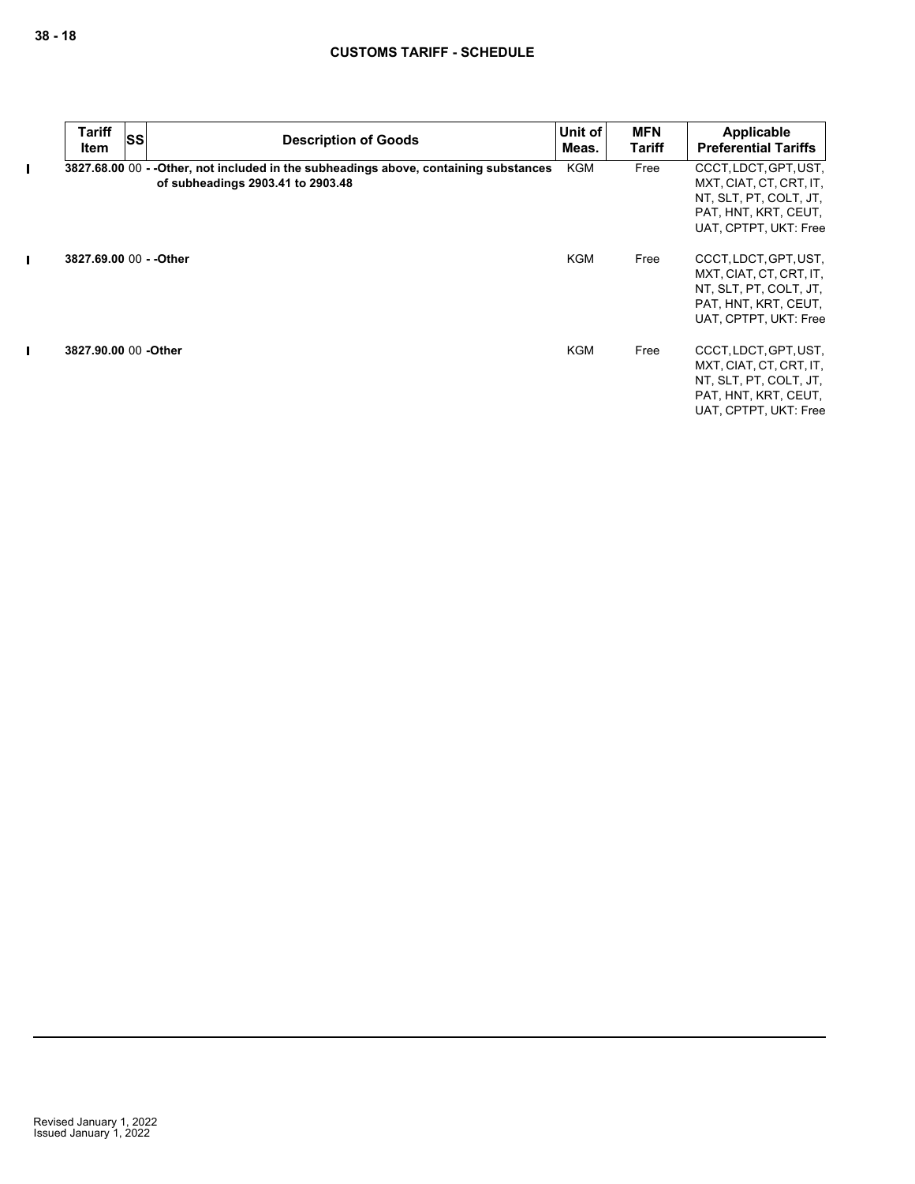| Tariff Item | SS | Description of Goods | Unit of Meas. | MFN Tariff | Applicable Preferential Tariffs |
|---|---|---|---|---|---|
| 3827.68.00 | 00 | - -Other, not included in the subheadings above, containing substances of subheadings 2903.41 to 2903.48 | KGM | Free | CCCT, LDCT, GPT, UST, MXT, CIAT, CT, CRT, IT, NT, SLT, PT, COLT, JT, PAT, HNT, KRT, CEUT, UAT, CPTPT, UKT: Free |
| 3827.69.00 | 00 | - -Other | KGM | Free | CCCT, LDCT, GPT, UST, MXT, CIAT, CT, CRT, IT, NT, SLT, PT, COLT, JT, PAT, HNT, KRT, CEUT, UAT, CPTPT, UKT: Free |
| 3827.90.00 | 00 | -Other | KGM | Free | CCCT, LDCT, GPT, UST, MXT, CIAT, CT, CRT, IT, NT, SLT, PT, COLT, JT, PAT, HNT, KRT, CEUT, UAT, CPTPT, UKT: Free |